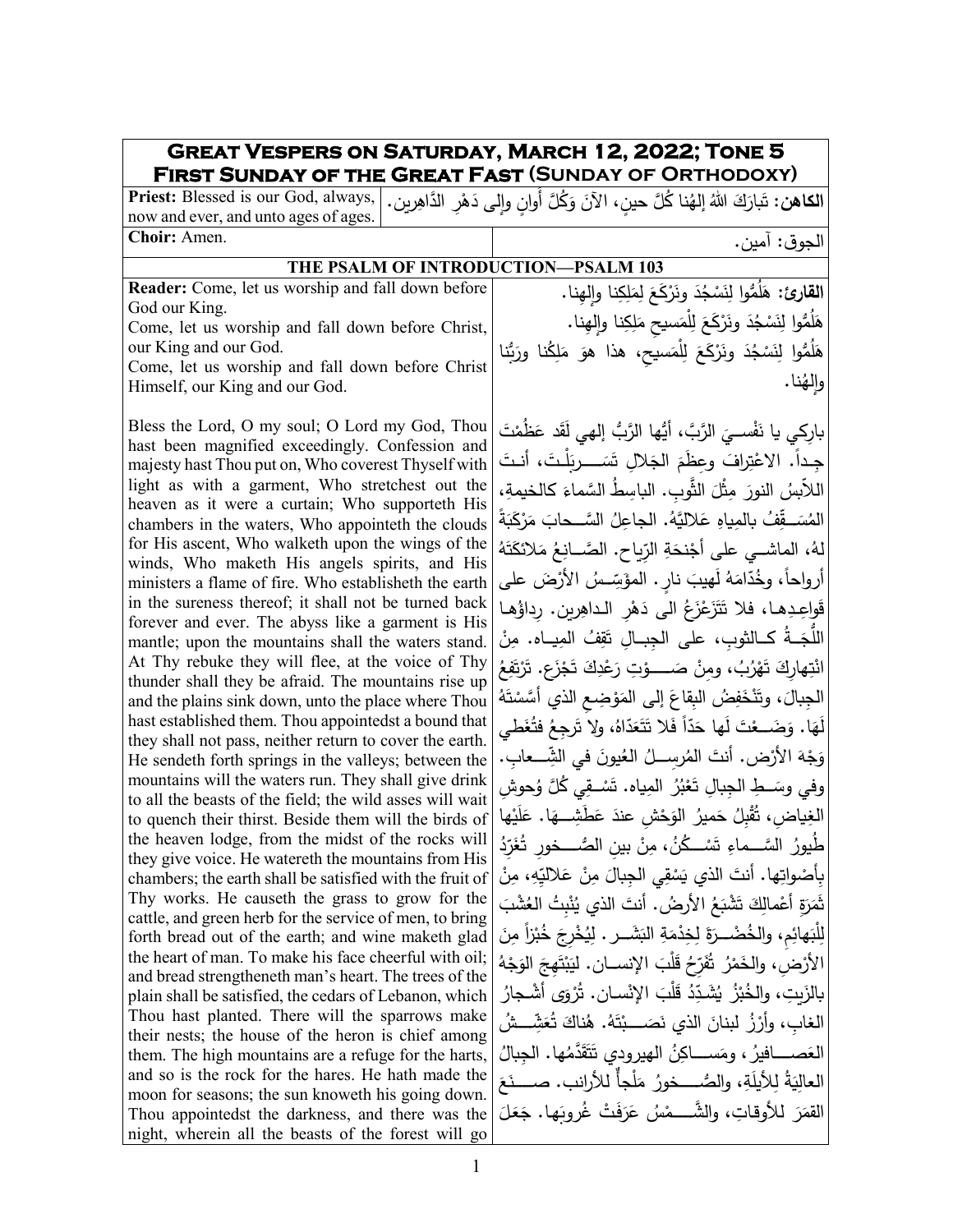# Great Vespers on Saturday, March 12, 2022; Tone 5
# First Sunday of the Great Fast (Sunday of Orthodoxy)

| | |
|---|---|
| **Priest:** Blessed is our God, always, now and ever, and unto ages of ages. | **الكاهن:** تَبارَكَ اللهُ إلهُنا كُلَّ حينٍ، الآنَ وَكُلَّ أَوانٍ وإلى دَهْرِ الدَّاهِرين. |
| **Choir:** Amen. | الجوق: آمين. |

## THE PSALM OF INTRODUCTION—PSALM 103

| | |
|---|---|
| **Reader:** Come, let us worship and fall down before God our King.<br>Come, let us worship and fall down before Christ, our King and our God.<br>Come, let us worship and fall down before Christ Himself, our King and our God. | **القارئ:** هَلُمُّوا لِنَسْجُدَ ونَرْكَعَ لِمَلِكِنا وإلهِنا.<br>هَلُمُّوا لِنَسْجُدَ ونَرْكَعَ لِلْمَسيحِ مَلِكِنا وإلهِنا.<br>هَلُمُّوا لِنَسْجُدَ ونَرْكَعَ لِلْمَسيحِ، هذا هوَ مَلِكُنا ورَبُّنا وإلهُنا. |
| Bless the Lord, O my soul; O Lord my God, Thou hast been magnified exceedingly. Confession and majesty hast Thou put on, Who coverest Thyself with light as with a garment, Who stretchest out the heaven as it were a curtain; Who supporteth His chambers in the waters, Who appointeth the clouds for His ascent, Who walketh upon the wings of the winds, Who maketh His angels spirits, and His ministers a flame of fire. Who establisheth the earth in the sureness thereof; it shall not be turned back forever and ever. The abyss like a garment is His mantle; upon the mountains shall the waters stand. At Thy rebuke they will flee, at the voice of Thy thunder shall they be afraid. The mountains rise up and the plains sink down, unto the place where Thou hast established them. Thou appointedst a bound that they shall not pass, neither return to cover the earth. He sendeth forth springs in the valleys; between the mountains will the waters run. They shall give drink to all the beasts of the field; the wild asses will wait to quench their thirst. Beside them will the birds of the heaven lodge, from the midst of the rocks will they give voice. He watereth the mountains from His chambers; the earth shall be satisfied with the fruit of Thy works. He causeth the grass to grow for the cattle, and green herb for the service of men, to bring forth bread out of the earth; and wine maketh glad the heart of man. To make his face cheerful with oil; and bread strengtheneth man's heart. The trees of the plain shall be satisfied, the cedars of Lebanon, which Thou hast planted. There will the sparrows make their nests; the house of the heron is chief among them. The high mountains are a refuge for the harts, and so is the rock for the hares. He hath made the moon for seasons; the sun knoweth his going down. Thou appointedst the darkness, and there was the night, wherein all the beasts of the forest will go | باركي يا نَفْسيَ الرَّبَّ، أيُّها الرَّبُّ إلهي لَقَد عَظُمْتَ جِداً. الاعْتِرافَ وعِظَمَ الجَلالِ تَسَربَلْتَ، أنتَ اللاّبسُ النورَ مِثْلَ الثَّوبِ. الباسِطُ السَّماءَ كالخيمةِ، المُسَقِّفُ بالمِياهِ عَلاليَّهُ. الجاعِلُ السَّحابَ مَرْكَبَةً لهُ، الماشي على أجْنحَةِ الرِّياح. الصَّانِعُ مَلائكَتَهُ أرواحاً، وخُدّامَهُ لَهيبَ نارٍ. المؤَسِّسُ الأرْضَ على قَواعِدِها، فلا تَتَزَعْزَعُ الى دَهْرِ الداهِرين. رِداؤُها اللُّجَةُ كالثوبِ، على الجِبالِ تَقِفُ المِياه. مِنْ انْتِهارِكَ تَهْرُبُ، ومِنْ صَوْتِ رَعْدِكَ تَجْزَع. تَرْتَفِعُ الجِبالَ، وتَنْخَفِضُ البِقاعَ إلى المَوْضِعِ الذي أسَّسْتَهُ لَهَا. وَضَعْتَ لَها حَدّاً فَلا تَتَعَدّاهُ، ولا تَرجِعُ فتُغَطي وَجْهَ الأرْض. أنتَ المُرسِلُ العُيونَ في الشِّعابِ. وفي وسَطِ الجِبالِ تَعْبُرُ المِياه. تَسْقِي كُلَّ وُحوشِ الغِياضِ، تُقْبِلُ حَميرُ الوَحْشِ عندَ عَطَشِهَا. عَلَيْها طُيورُ السَّماءِ تَسْكُنُ، مِنْ بينِ الصُّخورِ تُغَرِّدُ بِأَصْواتِها. أنتَ الذي يَسْقِي الجِبالَ مِنْ عَلاليِّهِ، مِنْ ثَمَرَةِ أعْمالِكَ تَشْبَعُ الأرضُ. أنتَ الذي يُنْبِتُ العُشْبَ لِلْبَهائِمِ، والخُضْرَةَ لِخِدْمَةِ البَشَر. لِيُخْرِجَ خُبْزاً مِنَ الأرْضِ، والخَمْرُ تُفَرِّحُ قَلْبَ الإنسان. لِيَبْتَهِجَ الوَجْهُ بالزَيتِ، والخُبْزُ يُشَدِّدُ قَلْبَ الإنْسان. تُرْوَى أشْجارُ الغابِ، وأرْزُ لبنانَ الذي نَصَبْتَهُ. هُناكَ تُعَشِّشُ العَصافيرُ، ومَساكِنُ الهيرودي تَتَقَدَّمُها. الجِبالُ العالِيَةُ لِلأيلَةِ، والصُّخورُ مَلْجأٌ للأرانب. صَنَعَ القَمَرَ للأوقاتِ، والشَّمْسُ عَرَفَتْ غُروبَها. جَعَلَ |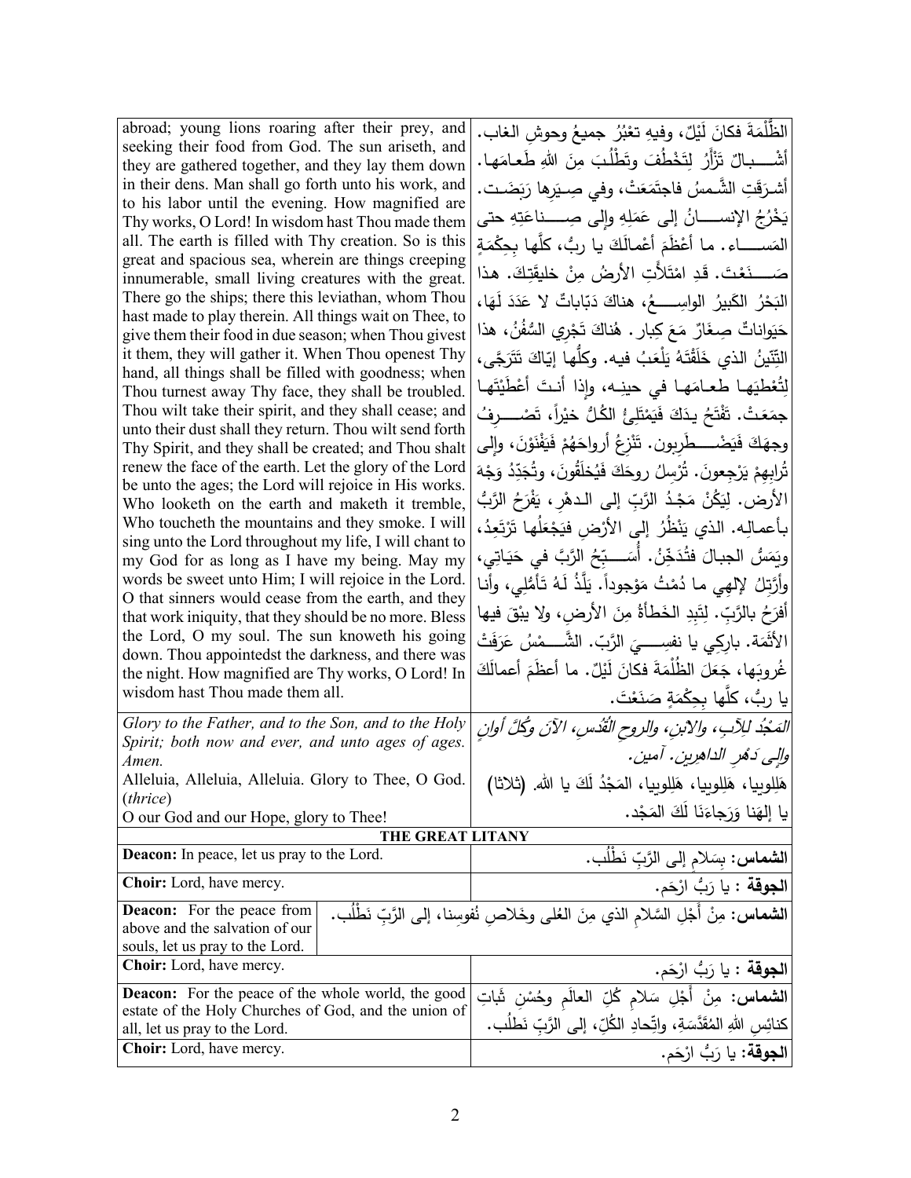| | |
|---|---|
| abroad; young lions roaring after their prey, and seeking their food from God. The sun ariseth, and they are gathered together, and they lay them down in their dens. Man shall go forth unto his work, and to his labor until the evening. How magnified are Thy works, O Lord! In wisdom hast Thou made them all. The earth is filled with Thy creation. So is this great and spacious sea, wherein are things creeping innumerable, small living creatures with the great. There go the ships; there this leviathan, whom Thou hast made to play therein. All things wait on Thee, to give them their food in due season; when Thou givest it them, they will gather it. When Thou openest Thy hand, all things shall be filled with goodness; when Thou turnest away Thy face, they shall be troubled. Thou wilt take their spirit, and they shall cease; and unto their dust shall they return. Thou wilt send forth Thy Spirit, and they shall be created; and Thou shalt renew the face of the earth. Let the glory of the Lord be unto the ages; the Lord will rejoice in His works. Who looketh on the earth and maketh it tremble, Who toucheth the mountains and they smoke. I will sing unto the Lord throughout my life, I will chant to my God for as long as I have my being. May my words be sweet unto Him; I will rejoice in the Lord. O that sinners would cease from the earth, and they that work iniquity, that they should be no more. Bless the Lord, O my soul. The sun knoweth his going down. Thou appointedst the darkness, and there was the night. How magnified are Thy works, O Lord! In wisdom hast Thou made them all. | الظُّلْمَةَ فكانَ لَيْلٌ، وفِيهِ تعْبُرُ جميعُ وحوشِ الغاب. أشْـبالٌ تَزْأَرُ لِتَخْطُفَ وتَطْلُبَ مِنَ اللهِ طَعامَها. أشرَقَتِ الشَّمسُ فاجتَمَعَتْ، وفي صِيَرِها رَبَضَت. يَخْرُجُ الإنسانُ إلى عَمَلِهِ وإلى صِناعَتِهِ حتى المَساء. ما أعْظَمَ أعْمالَكَ يا ربُّ، كلَّها بِحِكْمَةٍ صَنَعْتَ. قَدِ امْتَلأَتِ الأَرضُ مِنْ خليقَتِكَ. هذا البَحْرُ الكَبيرُ الواسِعُ، هناكَ دَبّاباتٌ لا عَدَدَ لَهَا، حَيَواناتٌ صِغَارٌ مَعَ كِبار. هُناكَ تَجْرِي السُّفُنُ، هذا التِّنّينُ الذي خَلَقْتَهُ يَلْعَبُ فيه. وكلُّها إيّاكَ تَتَرَجَّى، لِتُعْطِيَها طعامَها في حينِه، وإذا أنتَ أعْطَيْتَها جمَعَتْ. تَفْتَحُ يدَكَ فَيَمْتَلِئُ الكُلُّ خيْراً، تَصْرِفُ وجهَكَ فَيَضْطَرِبون. تَنْزِعُ أرواحَهُمْ فَيَفْنَوْنَ، وإلى تُرابِهِمْ يَرْجِعونَ. تُرْسِلُ روحَكَ فَيُخلَقُونَ، وتُجَدِّدُ وَجْهَ الأرض. لِيَكُنْ مَجْدُ الرَّبِّ إلى الدهْرِ، يَفْرَحُ الرَّبُّ بأعمالِه. الذي يَنْظُرُ إلى الأرْضِ فيَجْعَلُها تَرْتَعِدُ، ويَمَسُّ الجبالَ فتُدَخِّنُ. أُسَبِّحُ الرَّبَّ في حَيَاتِي، وأرَتِّلُ لإلهِي ما دُمْتُ مَوْجوداً. يَلَذُّ لَهُ تَأمُّلِي، وأنا أفرَحُ بالرَّبّ. لِتَبِدِ الخَطأةُ مِنَ الأرضِ، ولا يبْقَ فيها الأثَمَة. بارِكِي يا نفسِيَ الرَّبّ. الشَّمْسُ عَرَفَتْ غُروبَها، جَعَلَ الظُّلْمَةَ فكانَ لَيْلٌ. ما أعظَمَ أعمالَكَ يا ربُّ، كلَّها بِحِكْمَةٍ صَنَعْتَ. |
| *Glory to the Father, and to the Son, and to the Holy Spirit; both now and ever, and unto ages of ages. Amen.*<br>Alleluia, Alleluia, Alleluia. Glory to Thee, O God. (*thrice*)<br>O our God and our Hope, glory to Thee! | *المَجْدُ للآبِ، والابنِ، والروحِ القُدُسِ، الآنَ وكُلَّ أوانٍ وإلى دَهْرِ الداهرين. آمين.*<br>هَلِلوييا، هَلِلوييا، هَلِلوييا، المَجْدُ لَكَ يا الله. (ثلاثا)<br>يا إلهَنا وَرَجاءَنَا لَكَ المَجْد. |

## THE GREAT LITANY

| | |
|---|---|
| **Deacon:** In peace, let us pray to the Lord. | **الشماس:** بِسَلامٍ إلى الرَّبِّ نَطْلُب. |
| **Choir:** Lord, have mercy. | **الجوقة** : يا رَبُّ ارْحَم. |
| **Deacon:** For the peace from above and the salvation of our souls, let us pray to the Lord. | **الشماس:** مِنْ أَجْلِ السَّلامِ الذي مِنَ العُلى وخَلاصِ نُفوسِنا، إلى الرَّبِّ نَطْلُب. |
| **Choir:** Lord, have mercy. | **الجوقة** : يا رَبُّ ارْحَم. |
| **Deacon:** For the peace of the whole world, the good estate of the Holy Churches of God, and the union of all, let us pray to the Lord. | **الشماس:** مِنْ أَجْلِ سَلامِ كُلِّ العالَمِ وحُسْنِ ثَباتِ كنائسِ اللهِ المُقَدَّسَةِ، واتِّحادِ الكُلِّ، إلى الرَّبِّ نَطْلُب. |
| **Choir:** Lord, have mercy. | **الجوقة:** يا رَبُّ ارْحَم. |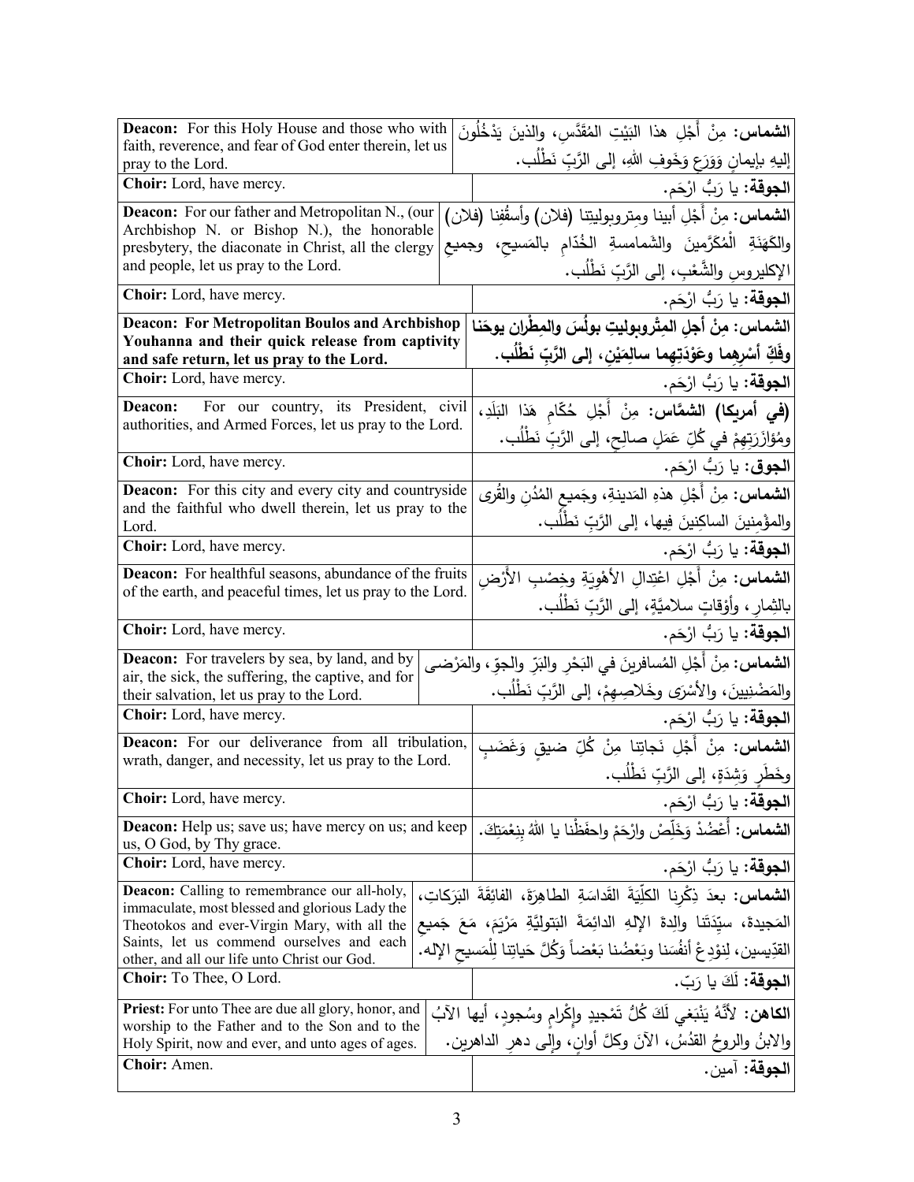| English | Arabic |
|---|---|
| **Deacon:** For this Holy House and those who with faith, reverence, and fear of God enter therein, let us pray to the Lord. | **الشماس:** مِنْ أَجْلِ هذا البَيْتِ المُقَدَّسِ، والذينَ يَدْخُلُونَ إليهِ بإيمانٍ وَوَرَعٍ وَخَوفِ اللهِ، إلى الرَّبِّ نَطْلُب. |
| **Choir:** Lord, have mercy. | **الجوقة:** يا رَبُّ ارْحَم. |
| **Deacon:** For our father and Metropolitan N., (our Archbishop N. or Bishop N.), the honorable presbytery, the diaconate in Christ, all the clergy and people, let us pray to the Lord. | **الشماس:** مِنْ أَجْلِ أبينا ومتروبوليتِنا (فلان) وأسقُفِنا (فلان) والكَهَنَةِ الْمُكَرَّمينَ والشَمامسةِ الخُدَّامِ بالمَسيحِ، وجميعِ الإكليروسِ والشَّعْبِ، إلى الرَّبِّ نَطْلُب. |
| **Choir:** Lord, have mercy. | **الجوقة:** يا رَبُّ ارْحَم. |
| **Deacon: For Metropolitan Boulos and Archbishop Youhanna and their quick release from captivity and safe return, let us pray to the Lord.** | **الشماس: مِنْ أجلِ المِتْروبوليتِ بولُسَ والمِطْرانِ يوحَنا وفَكِّ أسْرِهِما وعَوْدَتِهِما سالِمَيْنِ، إلى الرَّبِّ نَطْلُب.** |
| **Choir:** Lord, have mercy. | **الجوقة:** يا رَبُّ ارْحَم. |
| **Deacon:** For our country, its President, civil authorities, and Armed Forces, let us pray to the Lord. | **(في أمريكا) الشمَّاس:** مِنْ أَجْلِ حُكّامِ هَذا البَلَدِ، ومُؤازَرَتِهِمْ في كُلِّ عَمَلٍ صالِحٍ، إلى الرَّبِّ نَطْلُب. |
| **Choir:** Lord, have mercy. | **الجوق:** يا رَبُّ ارْحَم. |
| **Deacon:** For this city and every city and countryside and the faithful who dwell therein, let us pray to the Lord. | **الشماس:** مِنْ أَجْلِ هذهِ المَدينةِ، وجَميعِ المُدُنِ والقُرى والمؤْمِنينَ الساكِنينَ فِيها، إلى الرَّبِّ نَطْلُب. |
| **Choir:** Lord, have mercy. | **الجوقة:** يا رَبُّ ارْحَم. |
| **Deacon:** For healthful seasons, abundance of the fruits of the earth, and peaceful times, let us pray to the Lord. | **الشماس:** مِنْ أَجْلِ اعْتِدالِ الأهْوِيَةِ وخِصْبِ الأَرْضِ بالثِمارِ، وأَوْقاتٍ سلاميَّةٍ، إلى الرَّبِّ نَطْلُب. |
| **Choir:** Lord, have mercy. | **الجوقة:** يا رَبُّ ارْحَم. |
| **Deacon:** For travelers by sea, by land, and by air, the sick, the suffering, the captive, and for their salvation, let us pray to the Lord. | **الشماس:** مِنْ أَجْلِ المُسافرينَ في البَحْرِ والبَرِّ والجوِّ، والمَرْضى والمَضْنِيينَ، والأسْرَى وخَلاصِهِمْ، إلى الرَّبِّ نَطْلُب. |
| **Choir:** Lord, have mercy. | **الجوقة:** يا رَبُّ ارْحَم. |
| **Deacon:** For our deliverance from all tribulation, wrath, danger, and necessity, let us pray to the Lord. | **الشماس:** مِنْ أَجْلِ نَجاتِنا مِنْ كُلِّ ضيقٍ وَغَضَبٍ وخَطَرٍ وَشِدَةٍ، إلى الرَّبِّ نَطْلُب. |
| **Choir:** Lord, have mercy. | **الجوقة:** يا رَبُّ ارْحَم. |
| **Deacon:** Help us; save us; have mercy on us; and keep us, O God, by Thy grace. | **الشماس:** أَعْضُدْ وَخَلِّصْ وارْحَمْ واحفَظْنا يا اللهُ بِنِعْمَتِكَ. |
| **Choir:** Lord, have mercy. | **الجوقة:** يا رَبُّ ارْحَم. |
| **Deacon:** Calling to remembrance our all-holy, immaculate, most blessed and glorious Lady the Theotokos and ever-Virgin Mary, with all the Saints, let us commend ourselves and each other, and all our life unto Christ our God. | **الشماس:** بعدَ ذِكْرِنا الكلِّيَةَ القَداسَةِ الطاهِرَةَ، الفائِقَةَ البَرَكاتِ، المَجيدةَ، سيِّدَتَنا والِدةَ الإلهِ الدائِمَةَ البَتوليَّةِ مَرْيَمَ، مَعَ جَميعِ القدِّيسين، لِنوْدِعْ أنفُسَنا وبَعْضُنا بَعْضاً وَكُلَّ حَياتِنا لِلْمَسيحِ الإله. |
| **Choir:** To Thee, O Lord. | **الجوقة:** لَكَ يا رَبّ. |
| **Priest:** For unto Thee are due all glory, honor, and worship to the Father and to the Son and to the Holy Spirit, now and ever, and unto ages of ages. | **الكاهن:** لأَنَّهُ يَنْبَغي لَكَ كُلُّ تَمْجيدٍ وإكْرامٍ وسُجودٍ، أيها الآبُ والابنُ والروحُ القدُسُ، الآنَ وكلَّ أوانٍ، وإلى دهرِ الداهرين. |
| **Choir:** Amen. | **الجوقة:** آمين. |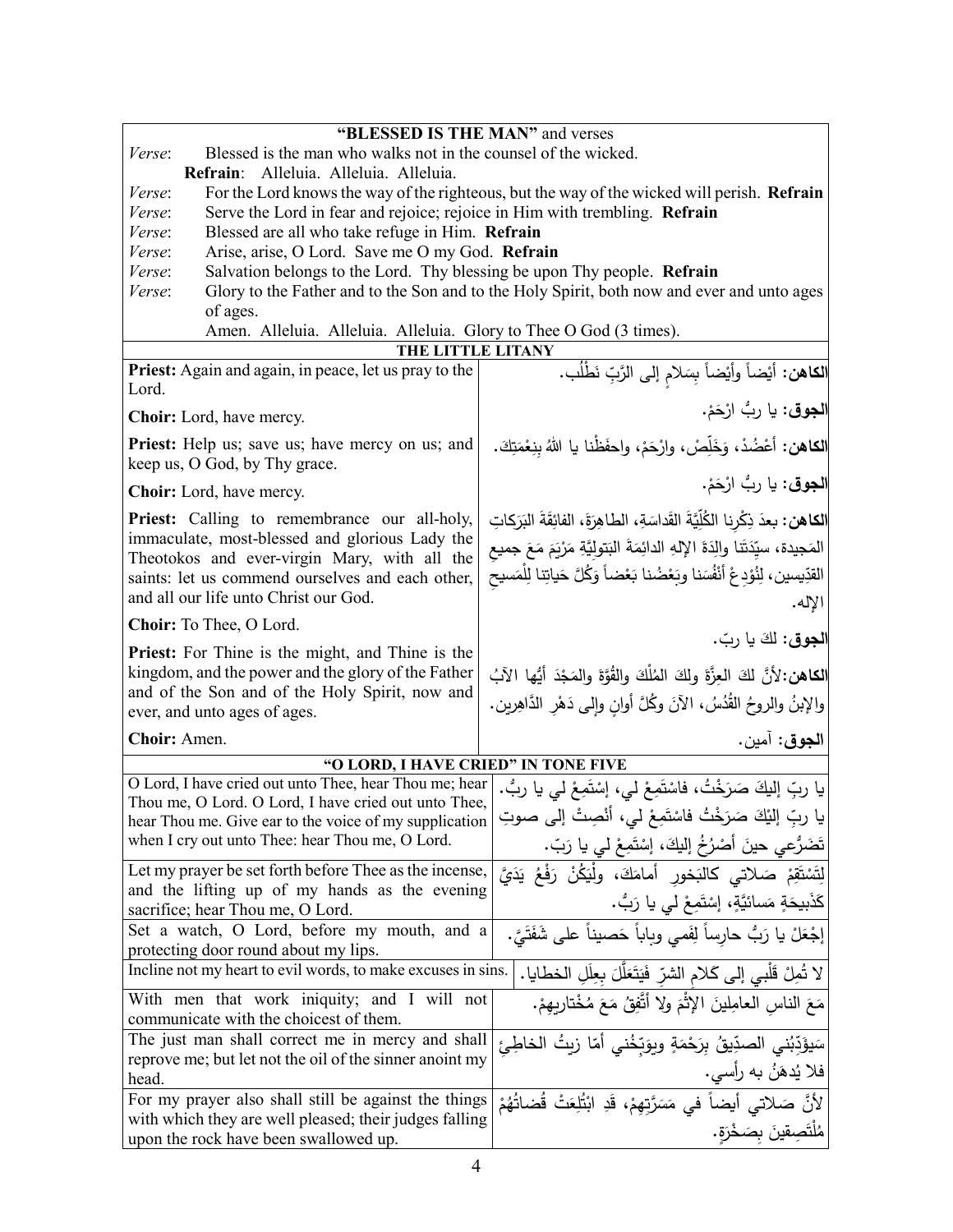## "BLESSED IS THE MAN" and verses

*Verse*: Blessed is the man who walks not in the counsel of the wicked.

**Refrain**: Alleluia. Alleluia. Alleluia.

*Verse*: For the Lord knows the way of the righteous, but the way of the wicked will perish. **Refrain**

*Verse*: Serve the Lord in fear and rejoice; rejoice in Him with trembling. **Refrain**

*Verse*: Blessed are all who take refuge in Him. **Refrain**

*Verse*: Arise, arise, O Lord. Save me O my God. **Refrain**

*Verse*: Salvation belongs to the Lord. Thy blessing be upon Thy people. **Refrain**

*Verse*: Glory to the Father and to the Son and to the Holy Spirit, both now and ever and unto ages of ages.

Amen. Alleluia. Alleluia. Alleluia. Glory to Thee O God (3 times).

## THE LITTLE LITANY

| | |
|---|---|
| **Priest:** Again and again, in peace, let us pray to the Lord. | **الكاهن:** أيْضاً وأيْضاً بِسَلامٍ إلى الرَّبِّ نَطْلُب. |
| **Choir:** Lord, have mercy. | **الجوق:** يا ربُّ ارْحَمْ. |
| **Priest:** Help us; save us; have mercy on us; and keep us, O God, by Thy grace. | **الكاهن:** أعْضُدْ، وَخَلِّصْ، وارْحَمْ، واحفَظْنا يا اللهُ بِنِعْمَتِكَ. |
| **Choir:** Lord, have mercy. | **الجوق:** يا ربُّ ارْحَمْ. |
| **Priest:** Calling to remembrance our all-holy, immaculate, most-blessed and glorious Lady the Theotokos and ever-virgin Mary, with all the saints: let us commend ourselves and each other, and all our life unto Christ our God. | **الكاهن:** بعدَ ذِكْرِنا الكُلِّيَّةَ القَداسَةِ، الطاهِرَةَ، الفائِقَةَ البَرَكاتِ المَجيدة، سيِّدَتَنا والِدَةَ الإلهِ الدائِمَةَ البَتولِيَّةِ مَرْيَمَ مَعَ جميعِ القدِّيسين، لِنُوْدِعْ أنْفُسَنا وبَعْضُنا بَعْضاً وَكُلَّ حَياتِنا لِلْمَسيحِ الإله. |
| **Choir:** To Thee, O Lord. | **الجوق:** لكَ يا ربّ. |
| **Priest:** For Thine is the might, and Thine is the kingdom, and the power and the glory of the Father and of the Son and of the Holy Spirit, now and ever, and unto ages of ages. | **الكاهن:** لأنَّ لكَ العِزَّةَ ولكَ المُلْكَ والقُوَّةَ والمَجْدَ أيُّها الآبُ والإبنُ والروحُ القُدُسُ، الآنَ وكُلَّ أوانٍ وإلى دَهْرِ الدَّاهِرين. |
| **Choir:** Amen. | **الجوق:** آمين. |

## "O LORD, I HAVE CRIED" IN TONE FIVE

| | |
|---|---|
| O Lord, I have cried out unto Thee, hear Thou me; hear Thou me, O Lord. O Lord, I have cried out unto Thee, hear Thou me. Give ear to the voice of my supplication when I cry out unto Thee: hear Thou me, O Lord. | يا ربِّ إليكَ صَرَخْتُ، فاسْتَمِعْ لي، إسْتَمِعْ لي يا ربُّ. يا ربِّ إليْكَ صَرَخْتُ فاسْتَمِعْ لي، أنْصِتْ إلى صوتِ تَضَرُّعِي حينَ أصْرُخُ إليكَ، إسْتَمِعْ لي يا رَبّ. |
| Let my prayer be set forth before Thee as the incense, and the lifting up of my hands as the evening sacrifice; hear Thou me, O Lord. | لِتَسْتَقِمْ صَلاتي كالبَخورِ أمامَكَ، ولْيَكُنْ رَفْعُ يَدَيَّ كَذَبيحَةٍ مَسائيَّةٍ، إسْتَمِعْ لي يا رَبُّ. |
| Set a watch, O Lord, before my mouth, and a protecting door round about my lips. | إجْعَلْ يا رَبُّ حارِساً لِفَمي وباباً حَصيناً على شَفَتَيَّ. |
| Incline not my heart to evil words, to make excuses in sins. | لا تُمِلْ قَلْبي إلى كَلامِ الشرِّ فَيَتَعَلَّلَ بِعِلَلِ الخطايا. |
| With men that work iniquity; and I will not communicate with the choicest of them. | مَعَ الناسِ العامِلينَ الإثْمَ ولا أتَّفِقُ مَعَ مُخْتاريهِمْ. |
| The just man shall correct me in mercy and shall reprove me; but let not the oil of the sinner anoint my head. | سَيؤَدِّبُني الصدِّيقُ بِرَحْمَةٍ ويوَبِّخُني أمّا زيتُ الخاطِئ فلا يُدهَنُ به رأسي. |
| For my prayer also shall still be against the things with which they are well pleased; their judges falling upon the rock have been swallowed up. | لأنَّ صَلاتي أيضاً في مَسَرَّتِهِمْ، قَدِ ابْتُلِعَتْ قُضاتُهُمْ مُلْتَصِقينَ بِصَخْرَةٍ. |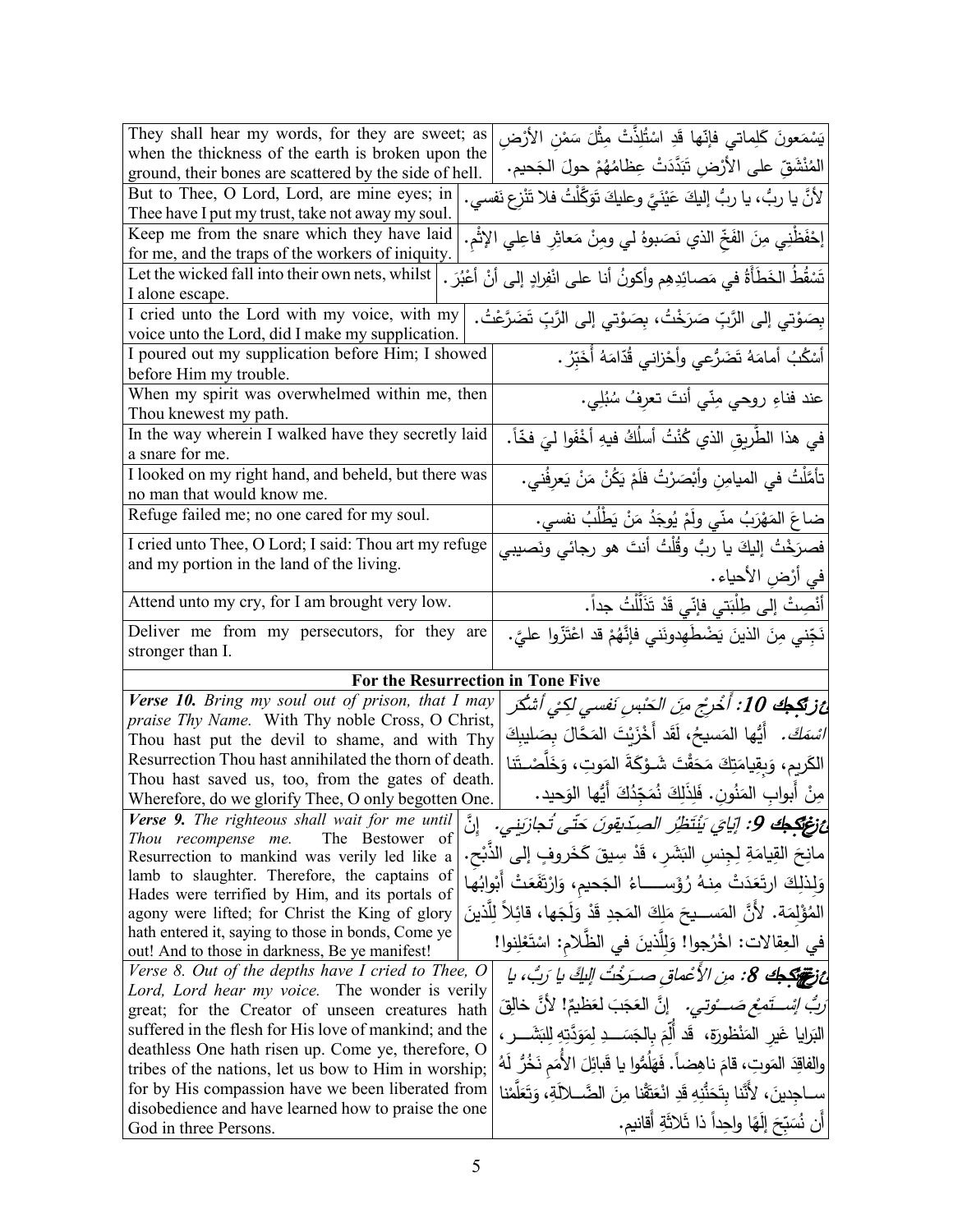| | |
|---|---|
| They shall hear my words, for they are sweet; as when the thickness of the earth is broken upon the ground, their bones are scattered by the side of hell. | يَسْمَعونَ كَلِماتي فإنّها قدِ اسْتُلِذَّتْ مِثْلَ سَمْنِ الأَرْضِ المُنْشَقّ على الأرْضِ تَبَدَّدَتْ عِظامُهُمْ حولَ الجَحيم. |
| But to Thee, O Lord, Lord, are mine eyes; in Thee have I put my trust, take not away my soul. | لأنَّ يا ربُّ، يا ربُّ إليكَ عَيْنَيَّ وعليكَ تَوَكَّلْتُ فلا تَنْزِع نفسي. |
| Keep me from the snare which they have laid for me, and the traps of the workers of iniquity. | إحْفَظْني مِنَ الفَخِّ الذي نَصَبوهُ لي ومِنْ مَعاثِرِ فاعِلِي الإثْمِ. |
| Let the wicked fall into their own nets, whilst I alone escape. | تَسْقُطُ الخَطَأَةُ في مَصائِدِهِم وأكونُ أنا على انْفِرادٍ إلى أنْ أعْبُرَ. |
| I cried unto the Lord with my voice, with my voice unto the Lord, did I make my supplication. | بِصَوْتي إلى الرَّبِّ صَرَخْتُ، بِصَوْتي إلى الرَّبِّ تَضَرَّعْتُ. |
| I poured out my supplication before Him; I showed before Him my trouble. | أَسْكُبُ أمامَهُ تَضَرُّعي وأَحْزاني قُدّامَهُ أُخَبِّرُ. |
| When my spirit was overwhelmed within me, then Thou knewest my path. | عند فناءِ روحي مِنّي أنتَ تعرِفُ سُبُلِي. |
| In the way wherein I walked have they secretly laid a snare for me. | في هذا الطَّريقِ الذي كُنْتُ أسلُكُ فيهِ أَخْفَوا ليَ فخّاً. |
| I looked on my right hand, and beheld, but there was no man that would know me. | تأمَّلْتُ في الميامِنِ وأبْصَرْتُ فلَمْ يَكُنْ مَنْ يَعرِفُني. |
| Refuge failed me; no one cared for my soul. | ضاعَ المَهْرَبُ منّي ولَمْ يُوجَدُ مَنْ يَطْلُبُ نفسي. |
| I cried unto Thee, O Lord; I said: Thou art my refuge and my portion in the land of the living. | فصرَخْتُ إليكَ يا ربُّ وقُلْتُ أنتَ هو رجائي ونَصيبي في أرْضِ الأحياء. |
| Attend unto my cry, for I am brought very low. | أَنْصِتْ إلى طِلْبَتي فإنّي قَدْ تَذَلَّلْتُ جداً. |
| Deliver me from my persecutors, for they are stronger than I. | نَجِّني مِنَ الذينَ يَضْطَهِدونَني فإنَّهُمْ قد اعْتَزّوا عليَّ. |
| **For the Resurrection in Tone Five** | |
| ***Verse 10.*** *Bring my soul out of prison, that I may praise Thy Name.* With Thy noble Cross, O Christ, Thou hast put the devil to shame, and with Thy Resurrection Thou hast annihilated the thorn of death. Thou hast saved us, too, from the gates of death. Wherefore, do we glorify Thee, O only begotten One. | ***عزيكجك 10:*** *أَخْرِجْ مِنَ الحَبْسِ نَفسي لِكَيْ أَشكُرَ اسْمَكَ.* أيُّها المَسيحُ، لَقَد أَخْزَيْتَ المَحَّالَ بِصَليبِكَ الكَريم، وَبِقِيامَتِكَ مَحَقْتَ شَوْكَةَ المَوتِ، وَخَلَّصْتَنا مِنْ أَبوابِ المَنُونِ. فَلِذَلِكَ نُمَجِّدُكَ أَيُّها الوَحيد. |
| ***Verse 9.*** *The righteous shall wait for me until Thou recompense me.* The Bestower of Resurrection to mankind was verily led like a lamb to slaughter. Therefore, the captains of Hades were terrified by Him, and its portals of agony were lifted; for Christ the King of glory hath entered it, saying to those in bonds, Come ye out! And to those in darkness, Be ye manifest! | ***عزيكجك 9:*** *إيّايَ يَنْتَظِرُ الصِدِّيقونَ حَتّى تُجازِيَني.* إنَّ مانِحَ القِيامَةِ لِجِنسِ البَشَرِ، قَدْ سِيقَ كَخَروفٍ إلى الذَّبْحِ. وَلِذلِكَ ارتَعَدَتْ مِنهُ رُؤَساءُ الجَحيمِ، وَارْتَفَعَتْ أَبْوابُها المُؤْلِمَة. لأَنَّ المَسيحَ مَلِكَ المَجدِ قَدْ وَلَجَها، قائِلاً لِلَّذينَ في العِقالاتِ: اخْرُجوا! وَلِلَّذينَ في الظَّلامِ: اسْتَعْلِنوا! |
| *Verse 8. Out of the depths have I cried to Thee, O Lord, Lord hear my voice.* The wonder is verily great; for the Creator of unseen creatures hath suffered in the flesh for His love of mankind; and the deathless One hath risen up. Come ye, therefore, O tribes of the nations, let us bow to Him in worship; for by His compassion have we been liberated from disobedience and have learned how to praise the one God in three Persons. | ***عزيكجك 8:*** *مِنَ الأَعماقِ صَرَخْتُ إِليكَ يا رَبُّ، يا رَبُّ اسْتَمِعْ صَوْتي.* إنَّ العَجَبَ لعَظيمٌ! لأنَّ خالِقَ البَرايا غَيرِ المَنْظورَةِ، قَد أُلِمَ بِالجَسَدِ لِمَوَدَّتِهِ لِلبَشَرِ، والفاقِدَ المَوتِ، قامَ ناهِضاً. فَهَلُمُّوا يا قَبائِلَ الأُمَمِ نَخُرُّ لَهُ ساجِدينَ، لأَنَّنا بِتَحَنُّنِهِ قَدِ انْعَتَقْنا مِنَ الضَّلالَةِ، وَتَعَلَّمْنا أَن نُسَبِّحَ إِلَهًا واحِداً ذا ثَلاثَةِ أَقانيم. |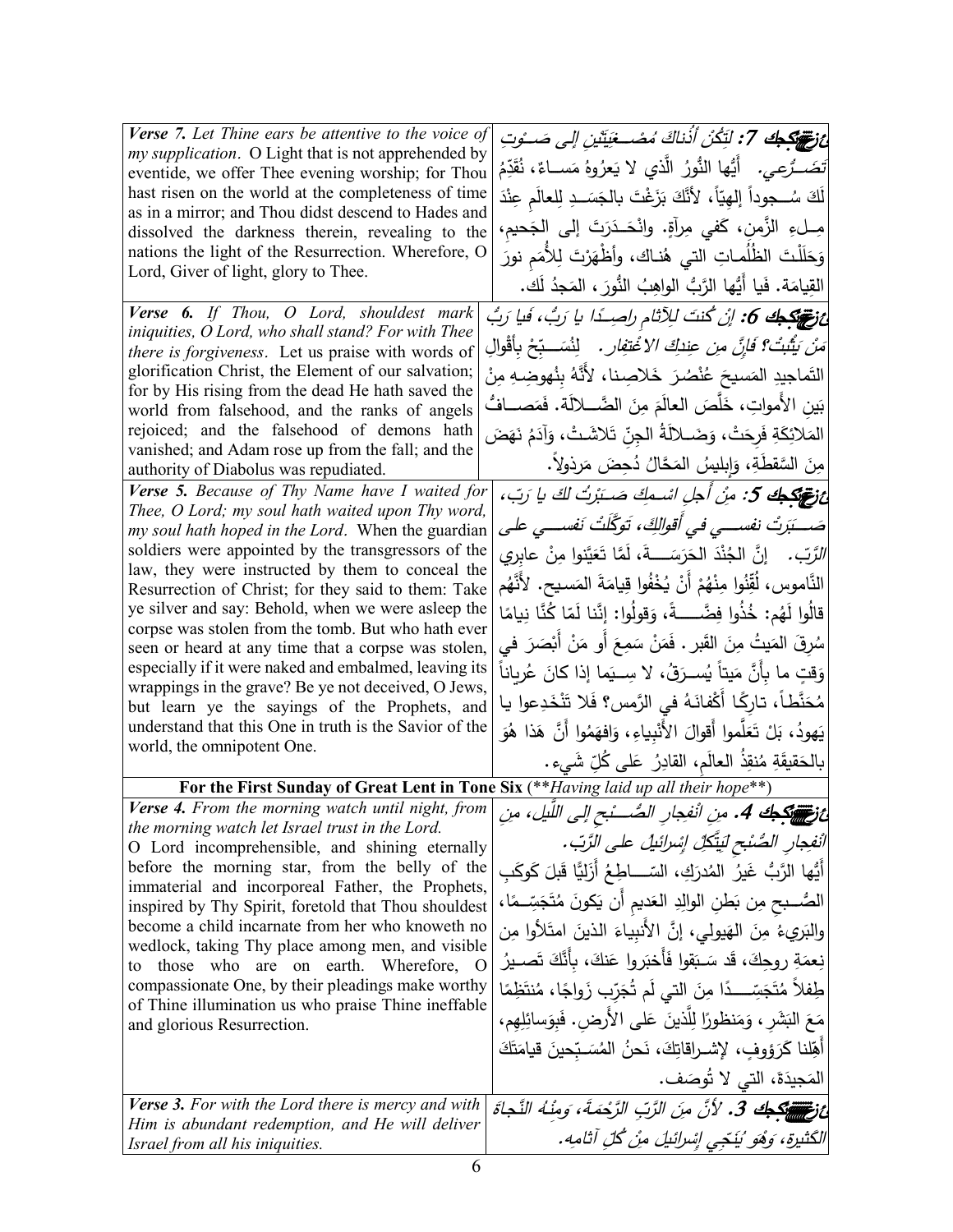| | |
|---|---|
| ***Verse 7.** Let Thine ears be attentive to the voice of my supplication*. O Light that is not apprehended by eventide, we offer Thee evening worship; for Thou hast risen on the world at the completeness of time as in a mirror; and Thou didst descend to Hades and dissolved the darkness therein, revealing to the nations the light of the Resurrection. Wherefore, O Lord, Giver of light, glory to Thee. | ***عزفيكجك 7:** لِتَكُنْ أُذناكَ مُصْغِيَتَيْنِ إلى صَوْتِ تَضَرُّعي.* أَيُّها النُّورُ الَّذي لا يَعرُوهُ مَساءٌ، نُقَدِّمُ لَكَ سُجوداً إلهيّاً، لأنَّكَ بَزَغْتَ بالجَسَدِ لِلعالَمِ عِنْدَ مِلءِ الزَّمنِ، كَفي مِرآةٍ. وانْحَدَرْتَ إلى الجَحيمِ، وَحَلَلْتَ الظُّلُماتِ التي هُناك، وأَظْهَرْتَ لِلأُمَمِ نورَ القِيامَة. فَيا أَيُّها الرَّبُّ الواهِبُ النُّورَ، المَجدُ لَك. |
| ***Verse 6.** If Thou, O Lord, shouldest mark iniquities, O Lord, who shall stand? For with Thee there is forgiveness*. Let us praise with words of glorification Christ, the Element of our salvation; for by His rising from the dead He hath saved the world from falsehood, and the ranks of angels rejoiced; and the falsehood of demons hath vanished; and Adam rose up from the fall; and the authority of Diabolus was repudiated. | ***عزفيكجك 6:** إنْ كُنتَ لِلآثامِ راصِداً يا رَبُّ، فَيا رَبُّ مَنْ يَثْبُتُ؟ فَإنَّ مِن عِندِكَ الاغْتِفار.* لِنُسَبِّحْ بِأقْوالِ التَّماجيدِ المَسيحَ عُنْصُرَ خَلاصِنا، لأنَّهُ بِنُهوضِهِ مِنْ بَينِ الأمواتِ، خَلَّصَ العالَمَ مِنَ الضَّلالَة. فَمَصافُّ المَلائِكَةِ فَرِحَتْ، وَضَلالَةُ الجِنِّ تَلاشَتْ، وَآدَمُ نَهَضَ مِنَ السَّقطَةِ، وَإبليسُ المَحَّالُ دُحِضَ مَرذولاً. |
| ***Verse 5.** Because of Thy Name have I waited for Thee, O Lord; my soul hath waited upon Thy word, my soul hath hoped in the Lord*. When the guardian soldiers were appointed by the transgressors of the law, they were instructed by them to conceal the Resurrection of Christ; for they said to them: Take ye silver and say: Behold, when we were asleep the corpse was stolen from the tomb. But who hath ever seen or heard at any time that a corpse was stolen, especially if it were naked and embalmed, leaving its wrappings in the grave? Be ye not deceived, O Jews, but learn ye the sayings of the Prophets, and understand that this One in truth is the Savior of the world, the omnipotent One. | ***عزفيكجك 5:** مِنْ أَجلِ اسْمِكَ صَبَرْتُ لكَ يا رَبّ، صَبَرَتْ نفسي في أَقوالِكَ، تَوَكَّلَتْ نَفسي على الرَّبّ.* إنَّ الجُنْدَ الحَرَسَةَ، لَمَّا تَعَيَّنوا مِنْ عابِري النَّاموس، لُقِّنوا مِنْهُمْ أَنْ يُخْفُوا قِيامَةَ المَسيح. لأنَّهُم قالُوا لَهُم: خُذُوا فِضَّةً، وَقولُوا: إنَّنا لَمّا كُنَّا نِيامًا سُرِقَ المَيتُ مِنَ القَبر. فَمَنْ سَمِعَ أَو مَنْ أَبْصَرَ في وَقتٍ ما بِأَنَّ مَيتاً يُسرَقُ، لا سِيَما إذا كانَ عُرياناً مُحَنَّطاً، تارِكًا أَكْفانَهُ في الرَّمس؟ فَلا تَنْخَدِعوا يا يَهودُ، بَلْ تَعَلَّموا أَقوالَ الأَنْبِياءِ، وَافهَمُوا أَنَّ هَذا هُوَ بالحَقيقَةِ مُنقِذُ العالَمِ، القادِرُ عَلى كُلِّ شَيء. |
| **For the First Sunday of Great Lent in Tone Six** (*\*\*Having laid up all their hope\*\**) | |
| ***Verse 4.** From the morning watch until night, from the morning watch let Israel trust in the Lord.* O Lord incomprehensible, and shining eternally before the morning star, from the belly of the immaterial and incorporeal Father, the Prophets, inspired by Thy Spirit, foretold that Thou shouldest become a child incarnate from her who knoweth no wedlock, taking Thy place among men, and visible to those who are on earth. Wherefore, O compassionate One, by their pleadings make worthy of Thine illumination us who praise Thine ineffable and glorious Resurrection. | ***عزفيكجك 4.** مِن انْفِجارِ الصُّبحِ إلى اللَّيل، مِن انْفِجارِ الصُّبحِ لِيَتَّكِلْ إسْرائيلُ على الرَّبّ.* أَيُّها الرَّبُّ غَيرُ المُدرَكِ، السّاطِعُ أَزَلِيًّا قَبلَ كَوكَبِ الصُّبحِ مِن بَطنِ الوالِدِ العَديمِ أن يَكونَ مُتَجَسِّمًا، والبَريءِ مِنَ الهَيولي، إنَّ الأَنبِياءَ الذينَ امتَلأوا مِن نِعمَةِ روحِكَ، قَد سَبَقوا فَأَخبَروا عَنكَ، بِأَنَّكَ تَصيرُ طِفلاً مُتَجَسِّدًا مِنَ التي لَم تُجَرِّب زَواجًا، مُنتَظِمًا مَعَ البَشَرِ، وَمَنظورًا لِلَّذينَ عَلى الأَرضِ. فَبِوَسائِلِهِم، أَهِّلنا كَرَؤوفٍ، لإشراقاتِكَ، نَحنُ المُسَبِّحينَ قيامَتَكَ المَجيدَةَ، التي لا تُوصَف. |
| ***Verse 3.** For with the Lord there is mercy and with Him is abundant redemption, and He will deliver Israel from all his iniquities.* | ***عزفيكجك 3.** لأنَّ مِنَ الرَّبِّ الرَّحْمَةَ، وَمِنْهُ النَّجاةَ الكَثيرة، وَهُوَ يُنَجِّي إسْرائيلَ مِنْ كُلِّ آثامِه.* |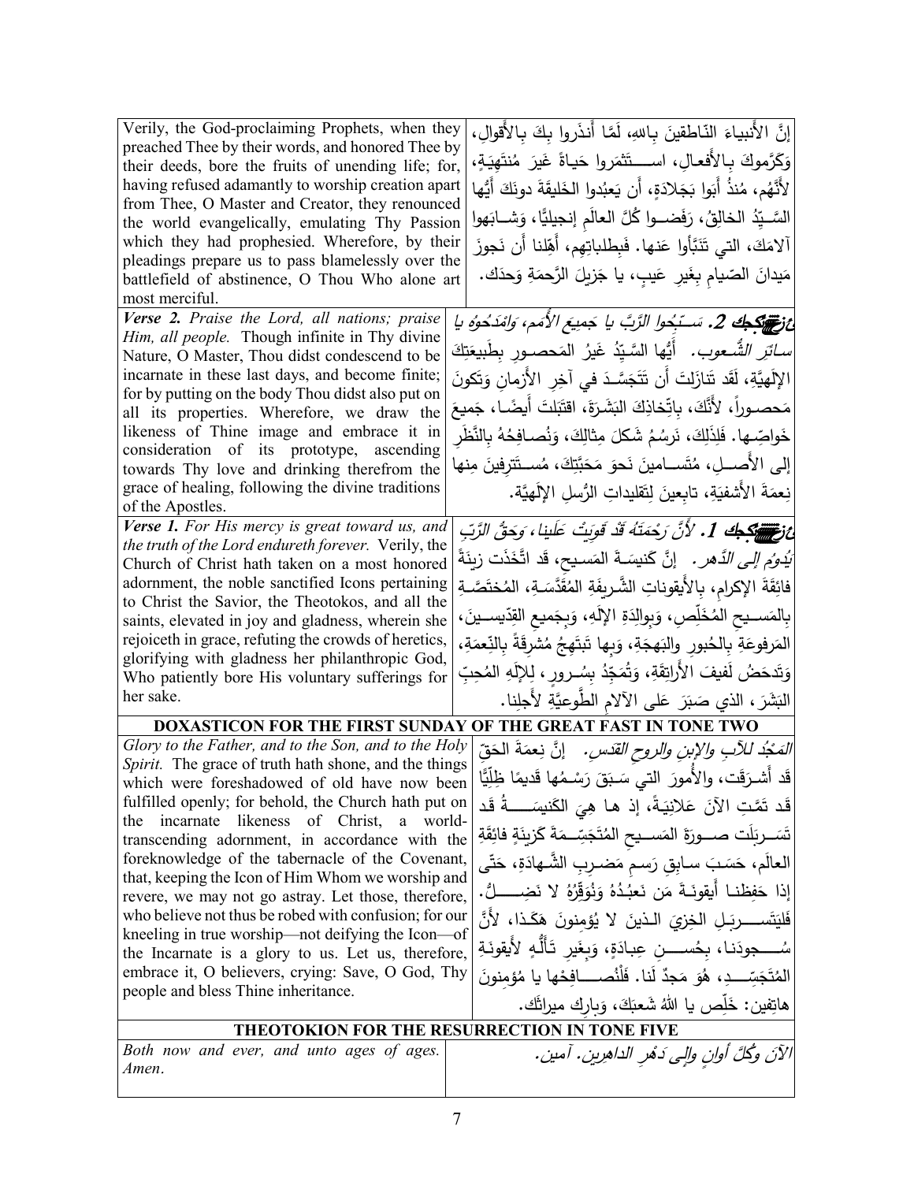| | |
|---|---|
| Verily, the God-proclaiming Prophets, when they preached Thee by their words, and honored Thee by their deeds, bore the fruits of unending life; for, having refused adamantly to worship creation apart from Thee, O Master and Creator, they renounced the world evangelically, emulating Thy Passion which they had prophesied. Wherefore, by their pleadings prepare us to pass blamelessly over the battlefield of abstinence, O Thou Who alone art most merciful. | إنَّ الأَنبياءَ النّاطقينَ باللهِ، لَمَّا أَنذَروا بِكَ بالأَقوالِ، وَكَرَّموكَ بالأَفعالِ، استَثمَروا حَياةً غيرَ مُنتَهِيَةٍ، لأَنَّهُم، مُنذُ أَبَوا بَجَلادَةٍ، أن يَعبُدوا الخَليقَةَ دونَكَ أَيُّها السَّيِّدُ الخالِقُ، رَفَضوا كُلَّ العالَمِ إنجيليًّا، وَشابَهوا آلامَكَ، التي تَنَبَّأوا عَنها. فَبِطلباتِهِم، أَهِّلنا أن نَجوزَ مَيدانَ الصّيامِ بِغَيرِ عَيبٍ، يا جَزيلَ الرَّحمَةِ وَحدَكَ. |
| ***Verse 2.*** *Praise the Lord, all nations; praise Him, all people.* Though infinite in Thy divine Nature, O Master, Thou didst condescend to be incarnate in these last days, and become finite; for by putting on the body Thou didst also put on all its properties. Wherefore, we draw the likeness of Thine image and embrace it in consideration of its prototype, ascending towards Thy love and drinking therefrom the grace of healing, following the divine traditions of the Apostles. | ***ع: 2.*** *سَبِّحوا الرَّبَّ يا جَميعَ الأُمَمِ، وامْدَحُوهُ يا سائِرَ الشُّعوب.* أَيُّها السَّيِّدُ غَيرُ المَحصورِ بِطَبيعَتِكَ الإلَهِيَّةِ، لَقَد تَنازَلتَ أن تَتَجَسَّدَ في آخِرِ الأَزمانِ وَتَكونَ مَحصوراً، لأَنَّكَ، باتِّخاذِكَ البَشَرَةَ، اقتَنَيتَ أَيضًا، جَميعَ خَواصِّها. فَلِذَلِكَ، نَرسُمُ شَكلَ مِثالِكَ، وَنُصافِحُهُ بالنَّظَرِ إلى الأَصلِ، مُتَسامينَ نَحوَ مَحَبَّتِكَ، مُستَتَرِفينَ مِنها نِعمَةَ الأَشفيَةِ، تابِعينَ لِتَقليداتِ الرُّسلِ الإلَهِيَّة. |
| ***Verse 1.*** *For His mercy is great toward us, and the truth of the Lord endureth forever.* Verily, the Church of Christ hath taken on a most honored adornment, the noble sanctified Icons pertaining to Christ the Savior, the Theotokos, and all the saints, elevated in joy and gladness, wherein she rejoiceth in grace, refuting the crowds of heretics, glorifying with gladness her philanthropic God, Who patiently bore His voluntary sufferings for her sake. | ***ع: 1.*** *لأَنَّ رَحْمَتَهُ قَدْ قَوِيَتْ عَلَينا، وَحَقُّ الرَّبِّ يَدُومُ إلى الدَّهر.* إنَّ كَنيسَةَ المَسيحِ، قَد اتَّخَذَت زينَةً فائِقَةَ الإكرامِ، بالأَيقوناتِ الشَّريفَةِ المُقَدَّسَةِ، المُختَصَّةِ بِالمَسيحِ المُخَلِّصِ، وَبِوالِدَةِ الإلَهِ، وَبِجَميعِ القِدّيسينَ، المَرفوعَةِ بالحُبورِ والبَهجَةِ، وَبِها تَبتَهِجُ مُشرِقَةً بالنِّعمَةِ، وَتَدحَضُ لَفيفَ الأَراتِقَةِ، وَتُمَجِّدُ بِسُرورٍ، لِلإلَهِ المُحِبِّ البَشَرَ، الذي صَبَرَ عَلى الآلامِ الطَّوعِيَّةِ لأَجلِنا. |
| **DOXASTICON FOR THE FIRST SUNDAY OF THE GREAT FAST IN TONE TWO** | |
| *Glory to the Father, and to the Son, and to the Holy Spirit.* The grace of truth hath shone, and the things which were foreshadowed of old have now been fulfilled openly; for behold, the Church hath put on the incarnate likeness of Christ, a world-transcending adornment, in accordance with the foreknowledge of the tabernacle of the Covenant, that, keeping the Icon of Him Whom we worship and revere, we may not go astray. Let those, therefore, who believe not thus be robed with confusion; for our kneeling in true worship—not deifying the Icon—of the Incarnate is a glory to us. Let us, therefore, embrace it, O believers, crying: Save, O God, Thy people and bless Thine inheritance. | *المَجْدُ للآبِ والإبنِ والروحِ القدس.* إنَّ نِعمَةَ الحَقِّ قَد أَشرَقَت، والأُمورَ التي سَبَقَ رَسمُها قَديمًا ظِلِّيًّا قَد تَمَّتِ الآنَ عَلانِيَةً، إذ ها هِيَ الكَنيسَةُ قَد تَسَربَلَت صورَةَ المَسيحِ المُتَجَسِّمَةَ كَزينَةٍ فائِقَةِ العالَمِ، حَسَبَ سابِقِ رَسمِ مَضرِبِ الشَّهادَةِ، حَتّى إذا حَفِظنا أَيقونَةَ مَن نَعبُدُهُ وَنُوَقِّرُهُ لا نَضِلُّ. فَلِيَتَسَربَلِ الخِزيَ الذينَ لا يُؤمِنونَ هَكَذا، لأَنَّ سُجودَنا، بِحُسنِ عِبادَةٍ، وَبِغَيرِ تَأَلُّهٍ لأَيقونَةِ المُتَجَسِّدِ، هُوَ مَجدٌ لَنا. فَلْنُصافِحْها يا مُؤمِنونَ هاتِفين: خَلِّص يا اللهُ شَعبَكَ، وَبارِك ميراثَك. |
| **THEOTOKION FOR THE RESURRECTION IN TONE FIVE** | |
| *Both now and ever, and unto ages of ages. Amen.* | *الآنَ وكُلَّ أوانٍ وإلى دَهْرِ الداهِرين. آمين.* |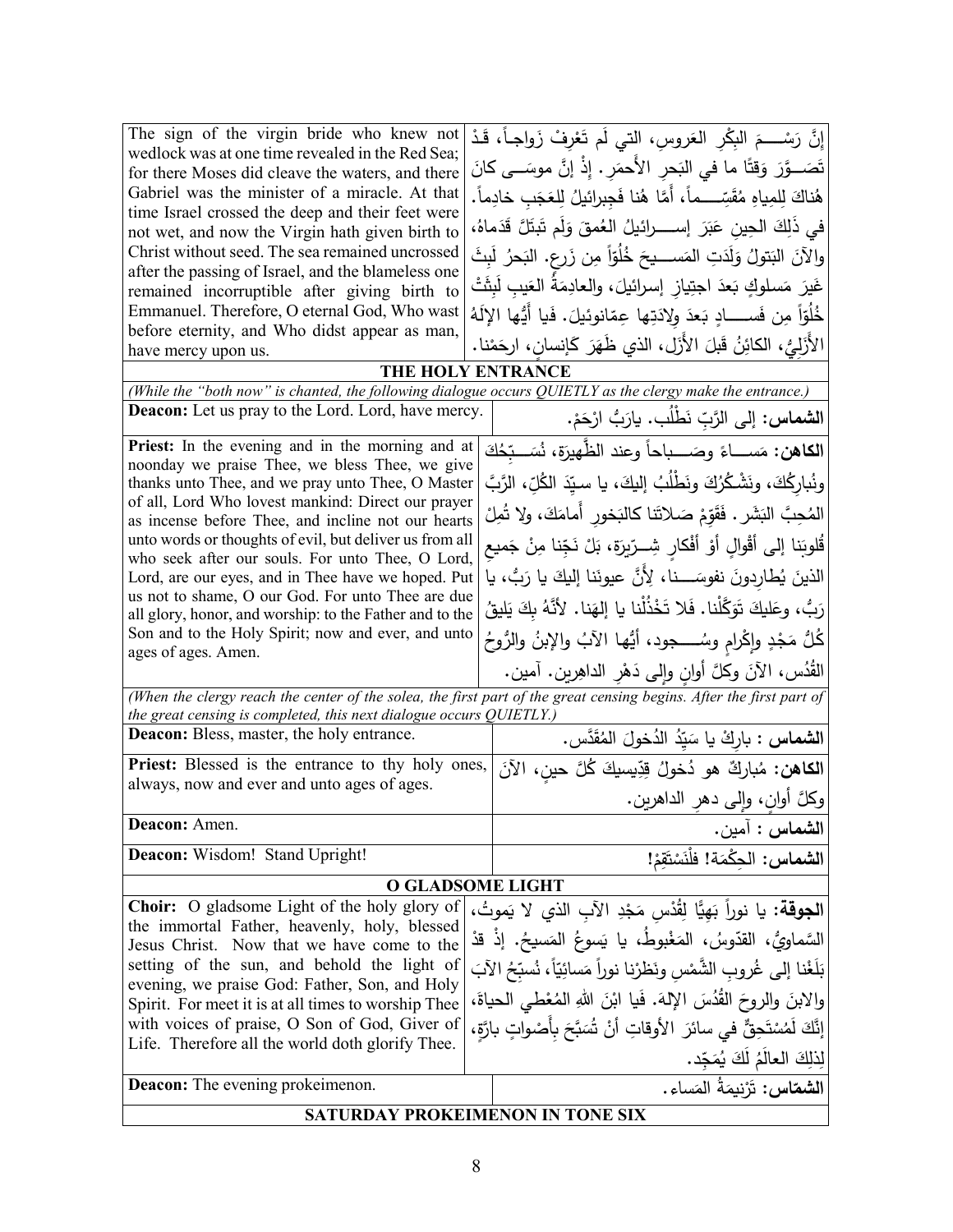| The sign of the virgin bride who knew not wedlock was at one time revealed in the Red Sea; for there Moses did cleave the waters, and there Gabriel was the minister of a miracle. At that time Israel crossed the deep and their feet were not wet, and now the Virgin hath given birth to Christ without seed. The sea remained uncrossed after the passing of Israel, and the blameless one remained incorruptible after giving birth to Emmanuel. Therefore, O eternal God, Who wast before eternity, and Who didst appear as man, have mercy upon us. | إنَّ رَسْـــمَ البِكْرِ العَروسِ، التي لَم تَعْرِفْ زَواجاً، قَدْ تَصَـوَّرَ وَقتًا ما في البَحرِ الأَحمَرِ. إذْ إنَّ موسَـى كانَ هُناكَ لِلمِياهِ مُقَسِّـماً، أَمَّا هُنا فَجِبرائيلُ لِلعَجَبِ خادِماً. في ذَلِكَ الحِينِ عَبَرَ إسـرائيلُ العُمقَ وَلَم تَبتَلَّ قَدَماهُ، والآنَ البَتولُ وَلَدَتِ المَسـيحَ خُلْوَاً مِن زَرعٍ. البَحرُ لَبِثَ غَيرَ مَسلوكٍ بَعدَ اجتِيازِ إسرائيلَ، والعادِمَةُ العَيبِ لَبِثَتْ خُلْوَاً مِن فَسـادٍ بَعدَ وِلادَتِها عِمّانوئيل. فَيا أَيُّها الإِلَهُ الأَزَلِيُّ، الكائِنُ قَبلَ الأَزَلِ، الذي ظَهَرَ كَإنسانٍ، ارحَمْنا. |
|---|---|

## THE HOLY ENTRANCE

*(While the "both now" is chanted, the following dialogue occurs QUIETLY as the clergy make the entrance.)*

| **Deacon:** Let us pray to the Lord. Lord, have mercy. | **الشماس:** إلى الرَّبِّ نَطْلُب. يارَبُّ ارْحَمْ. |
|---|---|
| **Priest:** In the evening and in the morning and at noonday we praise Thee, we bless Thee, we give thanks unto Thee, and we pray unto Thee, O Master of all, Lord Who lovest mankind: Direct our prayer as incense before Thee, and incline not our hearts unto words or thoughts of evil, but deliver us from all who seek after our souls. For unto Thee, O Lord, Lord, are our eyes, and in Thee have we hoped. Put us not to shame, O our God. For unto Thee are due all glory, honor, and worship: to the Father and to the Son and to the Holy Spirit; now and ever, and unto ages of ages. Amen. | **الكاهن:** مَسـاءً وصَـباحاً وعند الظَّهيرَة، نُسَـبِّحُكَ ونُبارِكُكَ، ونَشْكُرُكَ ونَطْلُبُ إليكَ، يا سيِّدَ الكُلِّ، الرَّبَّ المُحِبَّ البَشَر. فَقَوِّمْ صَلاتَنا كالبَخورِ أَمامَكَ، ولا تُمِلْ قُلوبَنا إلى أقْوالٍ أوْ أفْكارٍ شِـرّيرَة، بَلْ نَجِّنا مِنْ جَميعِ الذينَ يُطارِدونَ نفوسَـنا، لأَنَّ عيونَنا إليكَ يا رَبُّ، يا رَبُّ، وعَليكَ تَوَكَّلْنا. فَلا تَخْذُلْنا يا إلهَنا. لأنَّهُ بِكَ يَليقُ كُلُّ مَجْدٍ وإكْرامٍ وسُـجود، أيُّها الآبُ والإبنُ والرُّوحُ القُدُس، الآنَ وكلَّ أوانٍ وإلى دَهْرِ الداهِرين. آمين. |

*(When the clergy reach the center of the solea, the first part of the great censing begins. After the first part of the great censing is completed, this next dialogue occurs QUIETLY.)*

| **Deacon:** Bless, master, the holy entrance. | **الشماس :** بارِكْ يا سَيِّدُ الدُخولَ المُقَدَّس. |
|---|---|
| **Priest:** Blessed is the entrance to thy holy ones, always, now and ever and unto ages of ages. | **الكاهن:** مُباركٌ هو دُخولُ قِدِّيسيكَ كُلَّ حينٍ، الآنَ وكلَّ أوانٍ، وإلى دهرِ الداهرين. |
| **Deacon:** Amen. | **الشماس :** آمين. |
| **Deacon:** Wisdom! Stand Upright! | **الشماس:** الحِكْمَة! فلْنَسْتَقِمْ! |

## O GLADSOME LIGHT

| **Choir:** O gladsome Light of the holy glory of the immortal Father, heavenly, holy, blessed Jesus Christ. Now that we have come to the setting of the sun, and behold the light of evening, we praise God: Father, Son, and Holy Spirit. For meet it is at all times to worship Thee with voices of praise, O Son of God, Giver of Life. Therefore all the world doth glorify Thee. | **الجوقة:** يا نوراً بَهِيًّا لِقُدْسِ مَجْدِ الآبِ الذي لا يَموتُ، السَّماويُّ، القدّوسُ، المَغْبوطُ، يا يَسوعُ المَسيحُ. إذْ قدْ بَلَغْنا إلى غُروبِ الشَّمْسِ ونَظَرْنا نوراً مَسائِيّاً، نُسبِّحُ الآبَ والابنَ والروحَ القُدُسَ الإلهَ. فَيا ابْنَ اللهِ المُعْطي الحياةَ، إنَّكَ لَمُسْتَحِقٌّ في سائرَ الأوقاتِ أنْ تُسَبَّحَ بِأَصْواتٍ بارَّةٍ، لِذلِكَ العالَمُ لَكَ يُمَجِّد. |
|---|---|
| **Deacon:** The evening prokeimenon. | **الشمّاس:** تَرْنيمَةُ المَساء. |

## SATURDAY PROKEIMENON IN TONE SIX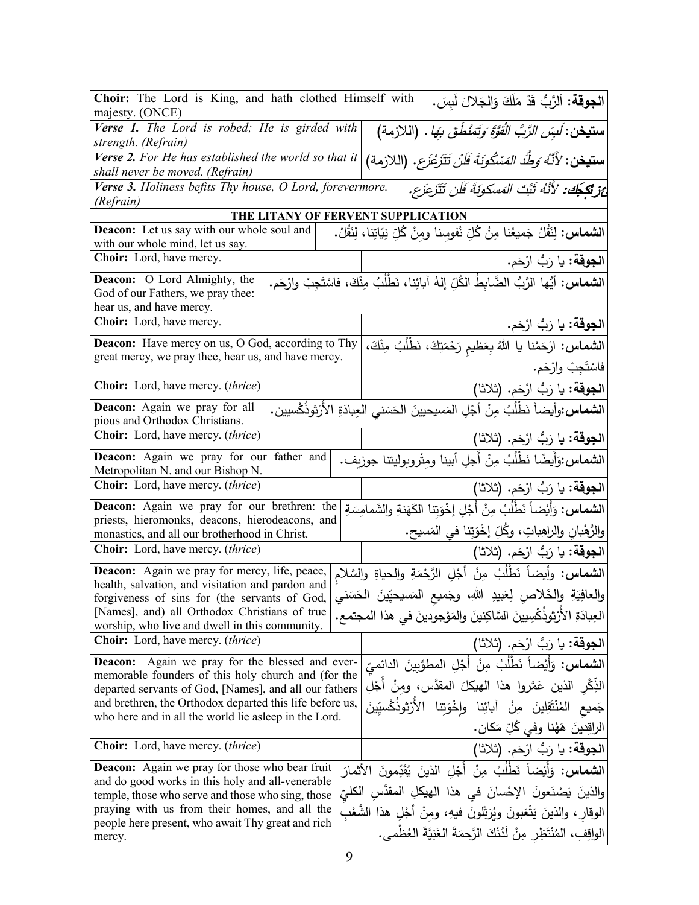| English | Arabic |
|---|---|
| **Choir:** The Lord is King, and hath clothed Himself with majesty. (ONCE) | **الجوقة:** اَلرَّبُّ قَدْ مَلَكَ وَالجَلالَ لَبِسَ. |
| ***Verse 1.*** *The Lord is robed; He is girded with strength. (Refrain)* | **ستيخن:** *لَبِسَ الرَّبُّ القُوَّةَ وَتَمَنْطَقَ بِهَا* . (اللازمة) |
| ***Verse 2.*** *For He has established the world so that it shall never be moved. (Refrain)* | **ستيخن:** *لأَنَّهُ وَطَّدَ المَسْكُونَةَ فَلَنْ تَتَزَعْزَع*. (اللازمة) |
| ***Verse 3.*** *Holiness befits Thy house, O Lord, forevermore. (Refrain)* | **ستيخن:** *لأَنَّهُ ثَبَّتَ المَسكونَةَ فَلَن تَتَزَعزَع.* |

**THE LITANY OF FERVENT SUPPLICATION**

| English | Arabic |
|---|---|
| **Deacon:** Let us say with our whole soul and with our whole mind, let us say. | **الشماس:** لِنَقُلْ جَميعُنا مِنُ كُلِّ نُفوسِنا ومِنْ كُلِّ نِيّاتِنا، لِنَقُلْ. |
| **Choir:** Lord, have mercy. | **الجوقة:** يا رَبُّ ارْحَم. |
| **Deacon:** O Lord Almighty, the God of our Fathers, we pray thee: hear us, and have mercy. | **الشماس:** أيُّها الرَّبُّ الضَّابِطُ الكُلِّ إلهُ آبائِنا، نَطْلُبُ مِنْكَ، فاسْتَجِبْ وارْحَم. |
| **Choir:** Lord, have mercy. | **الجوقة:** يا رَبُّ ارْحَم. |
| **Deacon:** Have mercy on us, O God, according to Thy great mercy, we pray thee, hear us, and have mercy. | **الشماس:** ارْحَمْنا يا اللهُ بِعَظيمِ رَحْمَتِكَ، نَطْلُبُ مِنْكَ، فاسْتَجِبْ وارْحَم. |
| **Choir:** Lord, have mercy. (*thrice*) | **الجوقة:** يا رَبُّ ارْحَم. (ثلاثا) |
| **Deacon:** Again we pray for all pious and Orthodox Christians. | **الشماس:**وأيضاً نَطْلُبُ مِنْ أَجْلِ المَسيحيينَ الحَسَني العِبادَةِ الأُرْثوذُكْسيين. |
| **Choir:** Lord, have mercy. (*thrice*) | **الجوقة:** يا رَبُّ ارْحَم. (ثلاثا) |
| **Deacon:** Again we pray for our father and Metropolitan N. and our Bishop N. | **الشماس:**وَأَيضًا نَطْلُبُ مِنْ أَجلِ أبينا ومِتْروبوليتنا جوزيف. |
| **Choir:** Lord, have mercy. (*thrice*) | **الجوقة:** يا رَبُّ ارْحَم. (ثلاثا) |
| **Deacon:** Again we pray for our brethren: the priests, hieromonks, deacons, hierodeacons, and monastics, and all our brotherhood in Christ. | **الشماس:** وَأَيْضاً نَطْلُبُ مِنْ أَجْلِ إخْوَتِنا الكَهَنَةِ والشَمامِسَةِ والرُّهْبانِ والراهِباتِ، وكُلِّ إخْوَتِنا في المَسيح. |
| **Choir:** Lord, have mercy. (*thrice*) | **الجوقة:** يا رَبُّ ارْحَم. (ثلاثا) |
| **Deacon:** Again we pray for mercy, life, peace, health, salvation, and visitation and pardon and forgiveness of sins for (the servants of God, [Names], and) all Orthodox Christians of true worship, who live and dwell in this community. | **الشماس:** وأيضاً نَطْلُبُ مِنْ أَجْلِ الرَّحْمَةِ والحياةِ والسَّلامِ والعافِيَةِ والخَلاصِ لِعَبيدِ اللهِ، وجَميعِ المَسيحيّينَ الحَسَني العِبادَةِ الأُرْثوذُكْسِيينَ السَّاكِنينَ والمَوْجودينَ في هذا المجتمع. |
| **Choir:** Lord, have mercy. (*thrice*) | **الجوقة:** يا رَبُّ ارْحَم. (ثلاثا) |
| **Deacon:** Again we pray for the blessed and ever-memorable founders of this holy church and (for the departed servants of God, [Names], and all our fathers and brethren, the Orthodox departed this life before us, who here and in all the world lie asleep in the Lord. | **الشماس:** وَأَيْضاً نَطْلُبُ مِنْ أَجْلِ المطوَّبينَ الدائميّ الذِّكْرِ الذين عَمَّروا هذا الهيكلَ المقدَّس، ومِنْ أَجْلِ جَميعِ المُنْتَقِلينَ مِنْ آبائِنا وإخْوَتِنا الأُرْثوذُكْسِيّينَ الراقِدينَ هَهُنا وفي كُلِّ مَكان. |
| **Choir:** Lord, have mercy. (*thrice*) | **الجوقة:** يا رَبُّ ارْحَم. (ثلاثا) |
| **Deacon:** Again we pray for those who bear fruit and do good works in this holy and all-venerable temple, those who serve and those who sing, those praying with us from their homes, and all the people here present, who await Thy great and rich mercy. | **الشماس:** وَأَيْضاً نَطْلُبُ مِنْ أَجْلِ الذينَ يُقَدِّمونَ الأثمارَ والذينَ يَصْنَعونَ الإحْسانَ في هذا الهيكلِ المقدَّسِ الكليِّ الوقارِ، والذينَ يَتْعَبونَ ويُرَتِّلونَ فيهِ، ومِنْ أَجْلِ هذا الشَّعْبِ الواقِفِ، المُنْتَظِرِ مِنْ لَدُنْكَ الرَّحمةَ الغَنِيَّةَ العُظْمى. |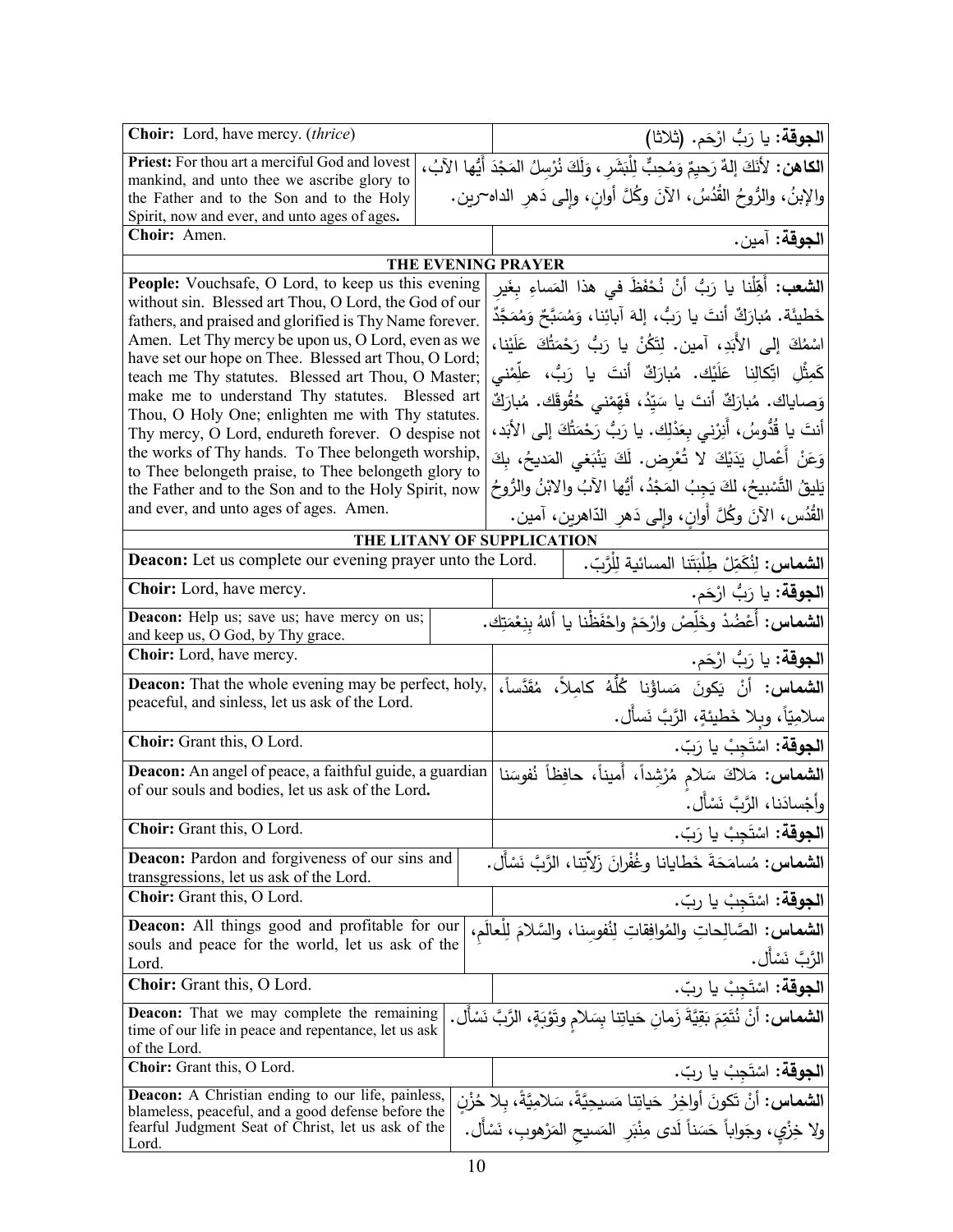| English | Arabic |
|---|---|
| **Choir:** Lord, have mercy. (*thrice*) | **الجوقة:** يا رَبُّ ارْحَم. (ثلاثا) |
| **Priest:** For thou art a merciful God and lovest mankind, and unto thee we ascribe glory to the Father and to the Son and to the Holy Spirit, now and ever, and unto ages of ages. | **الكاهن:** لأنَكَ إلهٌ رَحيمٌ وَمُحِبٌّ لِلْبَشَرِ، وَلَكَ نُرْسِلُ المَجْدَ أيُّها الآبُ، والإبنُ، والرُّوحُ القُدُسُ، الآنَ وكُلَّ أوانٍ، وإلى دَهرِ الداهِرين. |
| **Choir:** Amen. | **الجوقة:** آمين. |

**THE EVENING PRAYER**

| English | Arabic |
|---|---|
| **People:** Vouchsafe, O Lord, to keep us this evening without sin. Blessed art Thou, O Lord, the God of our fathers, and praised and glorified is Thy Name forever. Amen. Let Thy mercy be upon us, O Lord, even as we have set our hope on Thee. Blessed art Thou, O Lord; teach me Thy statutes. Blessed art Thou, O Master; make me to understand Thy statutes. Blessed art Thou, O Holy One; enlighten me with Thy statutes. Thy mercy, O Lord, endureth forever. O despise not the works of Thy hands. To Thee belongeth worship, to Thee belongeth praise, to Thee belongeth glory to the Father and to the Son and to the Holy Spirit, now and ever, and unto ages of ages. Amen. | **الشعب:** أَهِّلْنا يا رَبُّ أنْ نُحْفَظَ في هذا المَساءِ بِغَيرِ خَطيئَة. مُبارَكٌ أنتَ يا رَبُّ، إلهَ آبائِنا، وَمُسَبَّحٌ وَمُمَجَّدٌ اسْمُكَ إلى الأَبَدِ، آمين. لِتَكُنْ يا رَبُّ رَحْمَتُكَ عَلَيْنا، كَمِثْلِ اتِّكالِنا عَلَيْك. مُبارَكٌ أنتَ يا رَبُّ، عَلِّمْني وَصاياك. مُبارَكٌ أنتَ يا سَيِّدُ، فَهِّمْني حُقُوقَك. مُبارَكٌ أنتَ يا قُدُّوسُ، أَنِرْني بِعَدْلِك. يا رَبُّ رَحْمَتُكَ إلى الأبَدِ، وَعَنْ أعْمالِ يَدَيْكَ لا تُعْرِض. لَكَ يَنْبَغي المَديحُ، بِكَ يَليقُ التَّسْبيحُ، لكَ يَجِبُ المَجْدُ، أيُّها الآبُ والابْنُ والرُّوحُ القُدُس، الآنَ وكُلَّ أوانٍ، وإلى دَهرِ الدّاهرين، آمين. |

**THE LITANY OF SUPPLICATION**

| English | Arabic |
|---|---|
| **Deacon:** Let us complete our evening prayer unto the Lord. | **الشماس:** لِنُكَمِّلْ طِلْبَتَنا المسائية لِلْرَّبّ. |
| **Choir:** Lord, have mercy. | **الجوقة:** يا رَبُّ ارْحَم. |
| **Deacon:** Help us; save us; have mercy on us; and keep us, O God, by Thy grace. | **الشماس:** أَعْضُدْ وخَلِّصْ وارْحَمْ واحْفَظْنا يا أللهُ بِنِعْمَتِك. |
| **Choir:** Lord, have mercy. | **الجوقة:** يا رَبُّ ارْحَم. |
| **Deacon:** That the whole evening may be perfect, holy, peaceful, and sinless, let us ask of the Lord. | **الشماس:** أنْ يَكونَ مَساؤنا كُلُّهُ كامِلاً، مُقَدَّساً، سلامِيّاً، وبِلا خَطيئةٍ، الرَّبَّ نَسأل. |
| **Choir:** Grant this, O Lord. | **الجوقة:** اسْتَجِبْ يا رَبّ. |
| **Deacon:** An angel of peace, a faithful guide, a guardian of our souls and bodies, let us ask of the Lord. | **الشماس:** مَلاكَ سَلامٍ مُرْشِداً، أَميناً، حافِظاً نُفوسَنا وأَجْسادَنا، الرَّبَّ نَسْأَل. |
| **Choir:** Grant this, O Lord. | **الجوقة:** اسْتَجِبْ يا رَبّ. |
| **Deacon:** Pardon and forgiveness of our sins and transgressions, let us ask of the Lord. | **الشماس:** مُسامَحَةَ خَطايانا وغُفْرانَ زَلاّتِنا، الرَّبَّ نَسْأَل. |
| **Choir:** Grant this, O Lord. | **الجوقة:** اسْتَجِبْ يا ربّ. |
| **Deacon:** All things good and profitable for our souls and peace for the world, let us ask of the Lord. | **الشماس:** الصَّالِحاتِ والمُوافِقاتِ لِنُفوسِنا، والسَّلامَ لِلْعالَمِ، الرَّبَّ نَسْأَل. |
| **Choir:** Grant this, O Lord. | **الجوقة:** اسْتَجِبْ يا ربّ. |
| **Deacon:** That we may complete the remaining time of our life in peace and repentance, let us ask of the Lord. | **الشماس:** أنْ نُتَمِّمَ بَقِيَّةَ زَمانِ حَياتِنا بِسَلامٍ وتَوْبَةٍ، الرَّبَّ نَسْأَل. |
| **Choir:** Grant this, O Lord. | **الجوقة:** اسْتَجِبْ يا ربّ. |
| **Deacon:** A Christian ending to our life, painless, blameless, peaceful, and a good defense before the fearful Judgment Seat of Christ, let us ask of the Lord. | **الشماس:** أنْ تَكونَ أواخِرُ حَياتِنا مَسيحِيَّةً، سَلامِيَّةً، بِلا حُزْنٍ ولا خِزْيٍ، وجَواباً حَسَناً لَدى مِنْبَرِ المَسيحِ المَرْهوبِ، نَسْأَل. |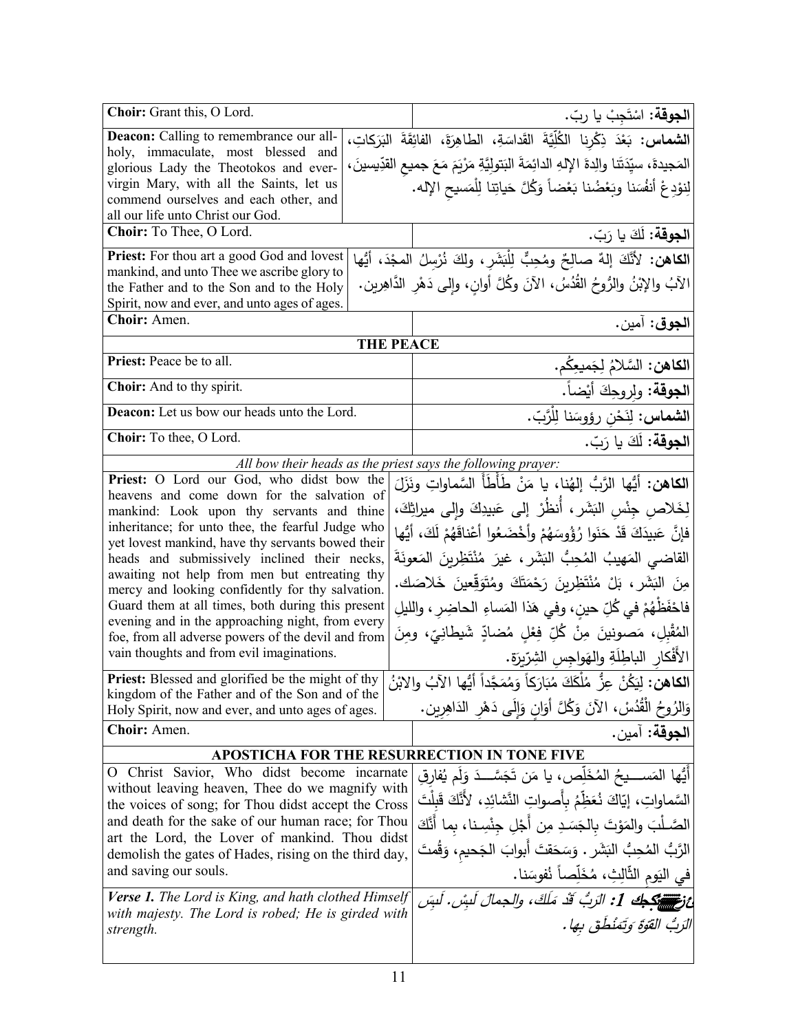| English | Arabic |
|---|---|
| **Choir:** Grant this, O Lord. | **الجوقة:** اسْتَجِبْ يا ربّ. |
| **Deacon:** Calling to remembrance our all-holy, immaculate, most blessed and glorious Lady the Theotokos and ever-virgin Mary, with all the Saints, let us commend ourselves and each other, and all our life unto Christ our God. | **الشماس:** بَعْدَ ذِكْرِنا الكُلِّيَّةَ القَداسَةِ، الطاهِرَةَ، الفائِقَةَ البَرَكاتِ، المَجيدةَ، سيِّدَتَنا والِدةَ الإلهِ الدائِمَةَ البَتولِيَّةِ مَرْيَمَ مَعَ جميعِ القدِّيسينَ، لِنوْدِعْ أنفُسَنا وبَعْضُنا بَعْضاً وَكُلَّ حَياتِنا لِلْمَسيحِ الإله. |
| **Choir:** To Thee, O Lord. | **الجوقة:** لَكَ يا رَبّ. |
| **Priest:** For thou art a good God and lovest mankind, and unto Thee we ascribe glory to the Father and to the Son and to the Holy Spirit, now and ever, and unto ages of ages. | **الكاهن:** لأَنَّكَ إلهٌ صالِحٌ ومُحِبٌّ لِلْبَشَرِ، ولكَ نُرسِلُ المجْدَ، أيُّها الآبُ والإبْنُ والرُّوحُ القُدُسُ، الآنَ وكُلَّ أوانٍ، وإلى دَهْرِ الدَّاهِرين. |
| **Choir:** Amen. | **الجوق:** آمين. |
| **THE PEACE** | |
| **Priest:** Peace be to all. | **الكاهن:** السَّلامُ لِجَميعِكُم. |
| **Choir:** And to thy spirit. | **الجوقة:** ولِروحِكَ أيْضاً. |
| **Deacon:** Let us bow our heads unto the Lord. | **الشماس:** لِنَحْنِ رؤوسَنا لِلْرَّبّ. |
| **Choir:** To thee, O Lord. | **الجوقة:** لَكَ يا رَبّ. |
| *All bow their heads as the priest says the following prayer:* | |
| **Priest:** O Lord our God, who didst bow the heavens and come down for the salvation of mankind: Look upon thy servants and thine inheritance; for unto thee, the fearful Judge who yet lovest mankind, have thy servants bowed their heads and submissively inclined their necks, awaiting not help from men but entreating thy mercy and looking confidently for thy salvation. Guard them at all times, both during this present evening and in the approaching night, from every foe, from all adverse powers of the devil and from vain thoughts and from evil imaginations. | **الكاهن:** أيُّها الرَّبُّ إلهُنا، يا مَنْ طَأْطَأَ السَّماواتِ ونَزَلَ لِخَلاصِ جِنْسِ البَشَرِ، أُنظُرْ إلى عَبيدِكَ وإلى ميراثِكَ، فإنَّ عَبيدَكَ قَدْ حَنَوا رُؤُوسَهُمْ وأخْضَعُوا أعْناقَهُمْ لَكَ، أيُّها القاضي المَهيبُ المُحِبُّ البَشَرِ، غيرَ مُنْتَظِرينَ المَعونَةَ مِنَ البَشَرِ، بَلْ مُنْتَظِرينَ رَحْمَتَكَ ومُتَوَقِّعينَ خَلاصَك. فاحْفَظْهُمْ في كُلِّ حينٍ، وفي هَذا المَساءِ الحاضِرِ، والليلِ المُقْبِلِ، مَصونينَ مِنْ كُلِّ فِعْلٍ مُضادٍّ شَيطانِيّ، ومِنَ الأَفْكارِ الباطِلَةِ والهَواجِسِ الشِرّيرَة. |
| **Priest:** Blessed and glorified be the might of thy kingdom of the Father and of the Son and of the Holy Spirit, now and ever, and unto ages of ages. | **الكاهن:** لِيَكُنْ عِزُّ مُلْكَكَ مُبَارَكاً وَمُمَجَّداً أيُّها الآبُ والابْنُ وَالرُوحُ الْقُدُسْ، الآنَ وَكُلَّ أَوَانٍ وَإِلَى دَهْرِ الدَاهِرِين. |
| **Choir:** Amen. | **الجوقة:** آمين. |
| **APOSTICHA FOR THE RESURRECTION IN TONE FIVE** | |
| O Christ Savior, Who didst become incarnate without leaving heaven, Thee do we magnify with the voices of song; for Thou didst accept the Cross and death for the sake of our human race; for Thou art the Lord, the Lover of mankind. Thou didst demolish the gates of Hades, rising on the third day, and saving our souls. | أيُّها المَســيحُ المُخَلِّص، يا مَن تَجَسَّــدَ وَلَم يُفارِقِ السَّماواتِ، إيّاكَ نُعَظِّمُ بِأَصواتِ النَّشائِدِ، لأنَّكَ قَبِلْتَ الصَّـلْبَ والمَوْتَ بِالجَسَدِ مِن أَجْلِ جِنْسِـنا، بِما أَنَّكَ الرَّبُّ المُحِبُّ البَشَر. وَسَحَقتَ أَبوابَ الجَحيمِ، وَقُمتَ في اليَومِ الثّالِثِ، مُخَلِّصاً نُفوسَنا. |
| ***Verse 1.*** *The Lord is King, and hath clothed Himself with majesty. The Lord is robed; He is girded with strength.* | ***عدد 1:*** *الرَبُّ قَدْ مَلَكَ، والجمالَ لَبِسْ. لَبِسَ الرَبُّ القوّةَ وَتَمَنْطَقَ بِها.* |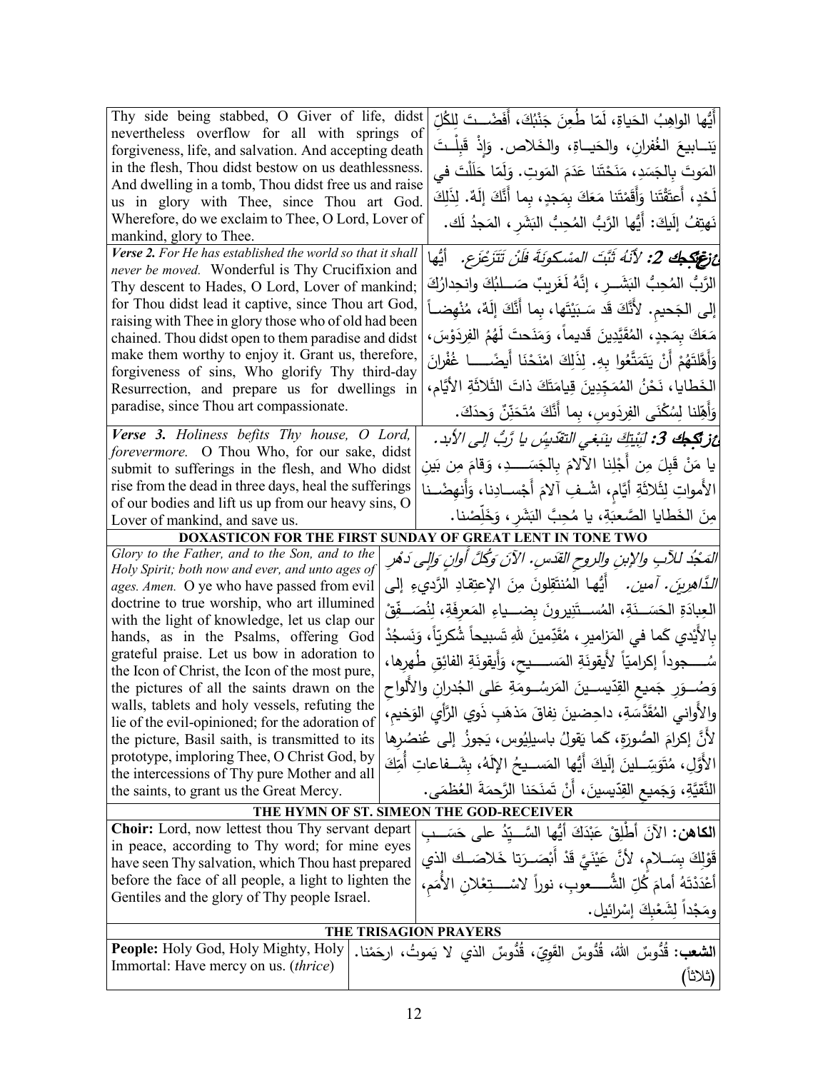| | |
|---|---|
| Thy side being stabbed, O Giver of life, didst nevertheless overflow for all with springs of forgiveness, life, and salvation. And accepting death in the flesh, Thou didst bestow on us deathlessness. And dwelling in a tomb, Thou didst free us and raise us in glory with Thee, since Thou art God. Wherefore, do we exclaim to Thee, O Lord, Lover of mankind, glory to Thee. | أَيُّها الواهِبُ الحَياةِ، لَمّا طُعِنَ جَنْبُكَ، أَفَضْـتَ لِلكُلِّ يَنـابيعَ الغُفرانِ، والحَيـاةِ، والخَلاص. وَإِذْ قَبِلْـتَ المَوتَ بِالجَسَدِ، مَنَحْتَنا عَدَمَ المَوتِ. وَلَمّا حَلَلْتَ في لَحْدٍ، أَعتَقْتَنا وَأَقَمْتَنا مَعَكَ بِمَجدٍ، بِما أَنَّكَ إِلَهٌ. لِذَلِكَ نَهتِفُ إِلَيكَ: أَيُّها الرَّبُّ المُحِبُّ البَشَرِ، المَجدُ لَك. |
| ***Verse 2.*** *For He has established the world so that it shall never be moved.* Wonderful is Thy Crucifixion and Thy descent to Hades, O Lord, Lover of mankind; for Thou didst lead it captive, since Thou art God, raising with Thee in glory those who of old had been chained. Thou didst open to them paradise and didst make them worthy to enjoy it. Grant us, therefore, forgiveness of sins, Who glorify Thy third-day Resurrection, and prepare us for dwellings in paradise, since Thou art compassionate. | ***ع 2:*** *لأَنَّهُ ثَبَّتَ المَسْكونَةَ فلَنْ تَتَزَعْزَع.* أَيُّها الرَّبُّ المُحِبُّ البَشَـرِ، إِنَّهُ لَغَريبٌ صَـلبُكَ وانحِدارُكَ إِلى الجَحيم. لأَنَّكَ قَد سَـبَيْتَها، بِما أَنَّكَ إِلَهٌ، مُنْهِضاً مَعَكَ بِمَجدٍ، المُقَيَّدِينَ قَديماً، وَمَنَحتَ لَهُمُ الفِردَوْسَ، وَأَهَّلتَهُمْ أَنْ يَتَمَتَّعُوا بِهِ. لِذَلِكَ امْنَحْنَا أَيضًـا غُفْرانَ الخَطايا، نَحْنُ المُمَجِّدِينَ قِيامَتَكَ ذاتَ الثَّلاثَةِ الأَيّام، وَأَهِّلنا لِسُكْنَى الفِردَوسِ، بِما أَنَّكَ مُتَحَنِّنٌ وَحدَكَ. |
| ***Verse 3.*** *Holiness befits Thy house, O Lord, forevermore.* O Thou Who, for our sake, didst submit to sufferings in the flesh, and Who didst rise from the dead in three days, heal the sufferings of our bodies and lift us up from our heavy sins, O Lover of mankind, and save us. | ***ع 3:*** *لِبَيْتِكَ يَنبَغي التَّقديسُ يا رَبُّ إِلى الأَبد.* يا مَنْ قَبِلَ مِن أَجْلِنا الآلامَ بِالجَسَـدِ، وَقامَ مِن بَينِ الأَمواتِ لِثَلاثَةِ أَيّامٍ، اشْـفِ آلامَ أَجْسـادِنا، وَأَنهِضْـنا مِنَ الخَطايا الصَّعبَةِ، يا مُحِبَّ البَشَرِ، وَخَلِّصْنا. |

## DOXASTICON FOR THE FIRST SUNDAY OF GREAT LENT IN TONE TWO

| | |
|---|---|
| *Glory to the Father, and to the Son, and to the Holy Spirit; both now and ever, and unto ages of ages. Amen.* O ye who have passed from evil doctrine to true worship, who art illumined with the light of knowledge, let us clap our hands, as in the Psalms, offering God grateful praise. Let us bow in adoration to the Icon of Christ, the Icon of the most pure, the pictures of all the saints drawn on the walls, tablets and holy vessels, refuting the lie of the evil-opinioned; for the adoration of the picture, Basil saith, is transmitted to its prototype, imploring Thee, O Christ God, by the intercessions of Thy pure Mother and all the saints, to grant us the Great Mercy. | *المَجْدُ للآبِ والإبنِ والروحِ القدسِ. الآنَ وَكُلَّ أوانٍ وإلى دَهْرِ الدَّاهِرينَ. آمين.* أَيُّها المُنتَقِلونَ مِنَ الإعتِقادِ الرَّديءِ إلى العِبادَةِ الحَسَـنَةِ، المُسـتَنيرونَ بِضِـياءِ المَعرِفَةِ، لِنُصَـفِّقْ بِالأَيْدي كَما في المَزامِيرِ، مُقَدِّمينَ للهِ تَسبيحاً شُكرِيّاً، وَنَسجُدْ سُـجوداً إكرامِيّاً لأَيقونَةِ المَسـيحِ، وَأَيقونَةِ الفائِقِ طُهرِها، وَصُـوَرِ جَميعِ القِدّيسـينَ المَرسُـومَةِ عَلى الجُدرانِ والأَلواحِ والأَواني المُقَدَّسَةِ، داحِضينَ نِفاقَ مَذهَبِ ذَوِي الرَّأْيِ الوَخيمِ، لأَنَّ إِكرامَ الصُّورَةِ، كَما يَقولُ باسيليُوس، يَجوزُ إِلى عُنصُرِها الأَوَّلِ، مُتَوَسِّـلينَ إِلَيكَ أَيُّها المَسـيحُ الإِلَهُ، بِشَـفاعاتِ أُمِّكَ النَّقِيَّةِ، وَجَميعِ القِدّيسينَ، أَنْ تَمنَحَنا الرَّحمَةَ العُظمَى. |

## THE HYMN OF ST. SIMEON THE GOD-RECEIVER

| | |
|---|---|
| **Choir:** Lord, now lettest thou Thy servant depart in peace, according to Thy word; for mine eyes have seen Thy salvation, which Thou hast prepared before the face of all people, a light to lighten the Gentiles and the glory of Thy people Israel. | **الكاهن:** الآنَ أَطْلِقْ عَبْدَكَ أَيُّها السَّـيِّدُ على حَسَـبِ قَوْلِكَ بِسَـلامٍ، لأَنَّ عَيْنَيَّ قَدْ أَبْصَـرَتا خَلاصَـكَ الذي أَعْدَدْتَهُ أمامَ كُلِّ الشُّـعوبِ، نوراً لاسْـتِعْلانِ الأُمَمِ، ومَجْداً لِشَعْبِكَ إسْرائيل. |

## THE TRISAGION PRAYERS

| | |
|---|---|
| **People:** Holy God, Holy Mighty, Holy Immortal: Have mercy on us. (*thrice*) | **الشعب:** قُدُّوسٌ اللهُ، قُدُّوسٌ القَوِيّ، قُدُّوسٌ الذي لا يَموتُ، ارحَمْنا. (ثلاثاً) |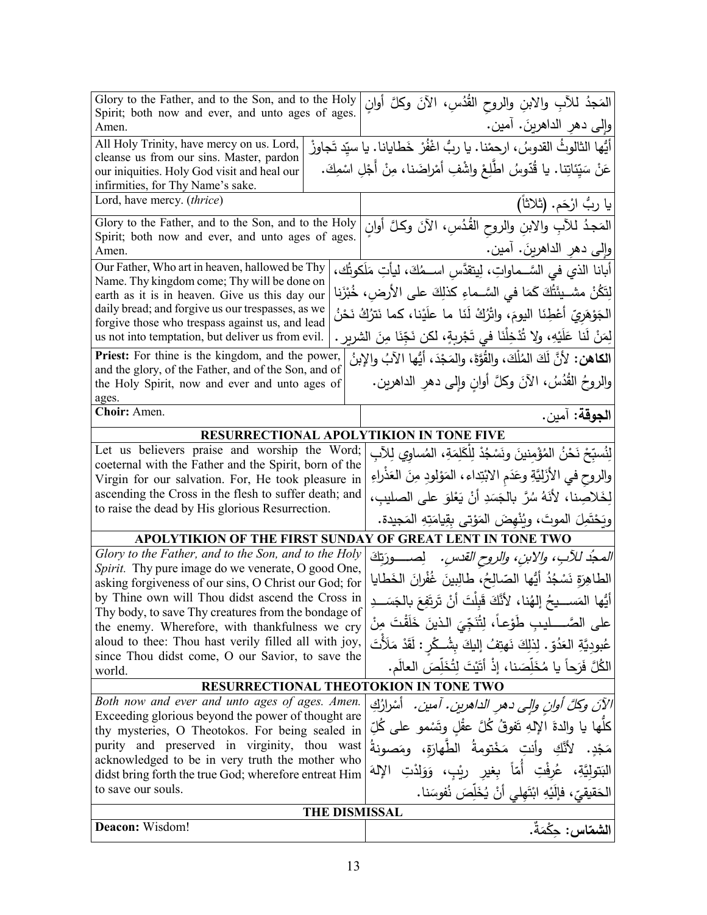| English | Arabic |
|---|---|
| Glory to the Father, and to the Son, and to the Holy Spirit; both now and ever, and unto ages of ages. Amen. | المَجدُ للآبِ والابنِ والروحِ القُدُسِ، الآنَ وكلَّ أوانٍ وإلى دهرِ الداهرينَ. آمين. |
| All Holy Trinity, have mercy on us. Lord, cleanse us from our sins. Master, pardon our iniquities. Holy God visit and heal our infirmities, for Thy Name's sake. | أيُّها الثالوثُ القدوسُ، ارحمْنا. يا ربُّ اغْفُرْ خَطايانا. يا سيِّد تَجاوزْ عَنْ سَيِّئاتِنا. يا قُدّوسُ اطَّلِعْ واشْفِ أمْراضَنا، مِنْ أَجْلِ اسْمِكَ. |
| Lord, have mercy. (*thrice*) | يا ربُّ ارْحَم. (ثلاثاً) |
| Glory to the Father, and to the Son, and to the Holy Spirit; both now and ever, and unto ages of ages. Amen. | المَجدُ للآبِ والابنِ والروحِ القُدُسِ، الآنَ وكلَّ أوانٍ وإلى دهرِ الداهرينَ. آمين. |
| Our Father, Who art in heaven, hallowed be Thy Name. Thy kingdom come; Thy will be done on earth as it is in heaven. Give us this day our daily bread; and forgive us our trespasses, as we forgive those who trespass against us, and lead us not into temptation, but deliver us from evil. | أبانا الذي في السَّماواتِ، لِيتقدَّسِ اسمُكَ، ليأتِ مَلَكوتُك، لِتَكُنْ مشيئَتُكَ كَمَا في السَّماءِ كذلِكَ على الأرضِ، خُبْزَنا الجَوْهَرِيّ أَعْطِنَا اليومَ، واتْرُكْ لَنَا ما علَيْنا، كما نَترُكُ نَحْنُ لِمَنْ لَنا عَلَيْهِ، ولا تُدْخِلْنَا في تَجْرِبةٍ، لكن نَجِّنَا مِنَ الشرير. |
| **Priest:** For thine is the kingdom, and the power, and the glory, of the Father, and of the Son, and of the Holy Spirit, now and ever and unto ages of ages. | **الكاهن:** لأنَّ لَكَ المُلْكَ، والقُوَّةَ، والمَجْدَ، أيُّها الآبُ والإبنُ والروحُ القُدُسُ، الآنَ وكلَّ أوانٍ وإلى دهرِ الداهرين. |
| **Choir:** Amen. | **الجوقة:** آمين. |
| **RESURRECTIONAL APOLYTIKION IN TONE FIVE** | |
| Let us believers praise and worship the Word; coeternal with the Father and the Spirit, born of the Virgin for our salvation. For, He took pleasure in ascending the Cross in the flesh to suffer death; and to raise the dead by His glorious Resurrection. | لِنُسبِّحْ نَحْنُ المُؤْمِنينَ ونَسْجُدْ لِلْكَلِمَةِ، المُساوِي لِلآبِ والروحِ في الأَزَلِيَّةِ وعَدَمِ الابْتِداء، المَوْلودِ مِنَ العَذْراءِ لِخَلاصِنا، لأنَهُ سُرَّ بالجَسَدِ أنْ يَعْلوَ على الصليبِ، ويَحْتَمِلَ الموتَ، ويُنْهِضَ المَوْتى بِقِيامَتِهِ المَجيدة. |
| **APOLYTIKION OF THE FIRST SUNDAY OF GREAT LENT IN TONE TWO** | |
| *Glory to the Father, and to the Son, and to the Holy Spirit.* Thy pure image do we venerate, O good One, asking forgiveness of our sins, O Christ our God; for by Thine own will Thou didst ascend the Cross in Thy body, to save Thy creatures from the bondage of the enemy. Wherefore, with thankfulness we cry aloud to thee: Thou hast verily filled all with joy, since Thou didst come, O our Savior, to save the world. | *المجدُ للآبِ، والابنِ، والروحِ القدسِ.* لِصورَتِكَ الطاهِرَةِ نَسْجُدُ أيُّها الصّالِحُ، طالِبينَ غُفْرانَ الخَطايا أيُّها المَسيحُ إلهُنا، لأنَّكَ قَبِلْتَ أنْ تَرتَفِعَ بالجَسَدِ على الصَّليبِ طَوْعاً، لِتُنَجِّيَ الذينَ خَلَقْتَ مِنْ عُبودِيَّةِ العَدُوّ. لِذلِكَ نَهتِفُ إليكَ بِشُكْرٍ: لَقَدْ مَلأْتَ الكُلَّ فَرَحاً يا مُخَلِّصَنا، إذْ أتَيْتَ لِتُخَلِّصَ العالَم. |
| **RESURRECTIONAL THEOTOKION IN TONE TWO** | |
| *Both now and ever and unto ages of ages. Amen.* Exceeding glorious beyond the power of thought are thy mysteries, O Theotokos. For being sealed in purity and preserved in virginity, thou wast acknowledged to be in very truth the mother who didst bring forth the true God; wherefore entreat Him to save our souls. | *الآنَ وكلَّ أوانٍ وإلى دهرِ الداهرين. آمين.* أسْرارُكِ كلُّها يا والدةَ الإلهِ تَفوقُ كُلَّ عقْلٍ وتَسْمو على كُلِّ مَجْدٍ. لأنَّكِ وأنتِ مَخْتومةُ الطَّهارَةِ، ومَصونةُ البَتولِيَّةِ، عُرِفْتِ أُمّاً بِغيرِ رَيْبٍ، وَوَلَدْتِ الإلهَ الحَقيقيّ، فإلَيْهِ ابْتَهِلي أنْ يُخَلِّصَ نُفوسَنا. |
| **THE DISMISSAL** | |
| **Deacon:** Wisdom! | **الشمّاس:** حِكْمَةٌ. |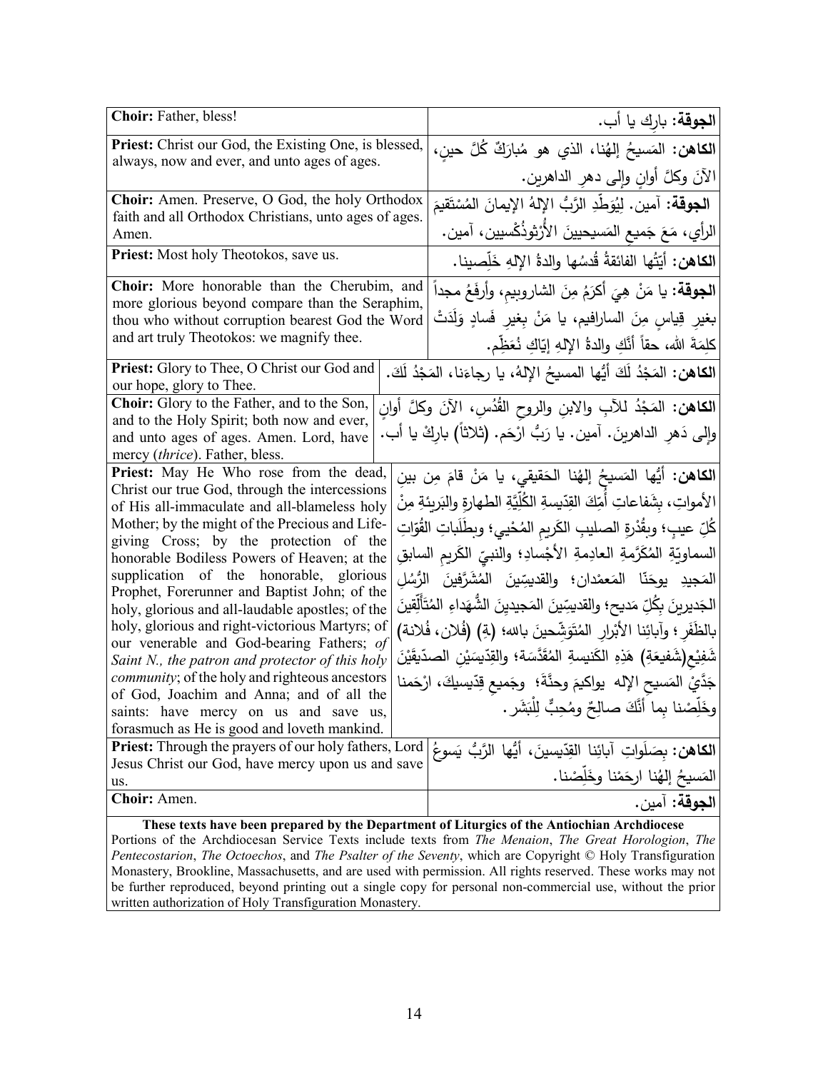| | |
|---|---|
| **Choir:** Father, bless! | **الجوقة:** بارِك يا أب. |
| **Priest:** Christ our God, the Existing One, is blessed, always, now and ever, and unto ages of ages. | **الكاهن:** المَسيحُ إلهُنا، الذي هو مُبارَكٌ كُلَّ حينٍ، الآنَ وكلَّ أوانٍ وإلى دهرِ الداهرين. |
| **Choir:** Amen. Preserve, O God, the holy Orthodox faith and all Orthodox Christians, unto ages of ages. Amen. | **الجوقة:** آمين. لِيُوَطِّدِ الرَّبُّ الإلهُ الإيمانَ المُسْتَقيمَ الرأيِ، مَعَ جَميعِ المَسيحيينَ الأُرْثوذُكْسيين، آمين. |
| **Priest:** Most holy Theotokos, save us. | **الكاهن:** أيّتُها الفائقةُ قُدسُها والدةُ الإلهِ خَلِّصينا. |
| **Choir:** More honorable than the Cherubim, and more glorious beyond compare than the Seraphim, thou who without corruption bearest God the Word and art truly Theotokos: we magnify thee. | **الجوقة:** يا مَنْ هِيَ أكرَمُ مِنَ الشاروبيمِ، وأرفَعُ مجداً بغيرِ قِياسٍ مِنَ السارافيم، يا مَنْ بغيرِ فَسادٍ وَلَدَتْ كلِمَةَ الله، حقاً أنَّكِ والدةُ الإلهِ إيّاكِ نُعَظِّم. |
| **Priest:** Glory to Thee, O Christ our God and our hope, glory to Thee. | **الكاهن:** المَجْدُ لَكَ أيُّها المسيحُ الإلهُ، يا رجاءَنا، المَجْدُ لَكَ. |
| **Choir:** Glory to the Father, and to the Son, and to the Holy Spirit; both now and ever, and unto ages of ages. Amen. Lord, have mercy (*thrice*). Father, bless. | **الكاهن:** المَجْدُ للآبِ والابنِ والروحِ القُدُس، الآنَ وكلَّ أوانٍ وإلى دَهرِ الداهرينَ. آمين. يا رَبُّ ارْحَم. (ثلاثاً) بارِكْ يا أب. |
| **Priest:** May He Who rose from the dead, Christ our true God, through the intercessions of His all-immaculate and all-blameless holy Mother; by the might of the Precious and Life-giving Cross; by the protection of the honorable Bodiless Powers of Heaven; at the supplication of the honorable, glorious Prophet, Forerunner and Baptist John; of the holy, glorious and all-laudable apostles; of the holy, glorious and right-victorious Martyrs; of our venerable and God-bearing Fathers; *of Saint N., the patron and protector of this holy community*; of the holy and righteous ancestors of God, Joachim and Anna; and of all the saints: have mercy on us and save us, forasmuch as He is good and loveth mankind. | **الكاهن:** أيُّها المَسيحُ إلهُنا الحَقيقي، يا مَنْ قامَ مِن بينِ الأمواتِ، بِشَفاعاتِ أُمِّكَ القِدّيسةِ الكُلِّيَّةِ الطهارةِ والبَريئةِ مِنْ كُلِّ عيبٍ؛ وبقُدْرةِ الصليبِ الكَريمِ المُحْيي؛ وبطَلَباتِ القُوّاتِ السماويّةِ المُكَرَّمةِ العادِمةِ الأجْسادِ؛ والنبيِّ الكَريمِ السابقِ المَجيدِ يوحَنّا المَعمْدان؛ والقديسِّينَ المُشَرَّفينَ الرُّسُلِ الجَديرينَ بِكُلِّ مَديح؛ والقديسِّينَ المَجيدينَ الشُّهَداءِ المُتَأَلِّقينَ بالظَفَرِ؛ وآبائِنا الأبْرارِ المُتَوَشِّحينَ بالله؛ (لِـ) (فُلان، فُلانة) شَفيْع(شَفيعَةِ) هَذِهِ الكَنيسةِ المُقَدَّسَة؛ والقِدّيسَيْن الصدّيقَيْنَ جَدَّيْ المَسيحِ الإله يواكيمَ وحنَّةَ؛ وجَميعِ قِدّيسيكَ، ارْحَمنا وخَلِّصْنا بما أنَّكَ صالِحٌ ومُحِبٌّ لِلْبَشَر. |
| **Priest:** Through the prayers of our holy fathers, Lord Jesus Christ our God, have mercy upon us and save us. | **الكاهن:** بِصَلَواتِ آبائِنا القِدّيسينَ، أيُّها الرَّبُّ يَسوعُ المَسيحُ إلهُنا ارحَمْنا وخَلِّصْنا. |
| **Choir:** Amen. | **الجوقة:** آمين. |

**These texts have been prepared by the Department of Liturgics of the Antiochian Archdiocese**
Portions of the Archdiocesan Service Texts include texts from *The Menaion*, *The Great Horologion*, *The Pentecostarion*, *The Octoechos*, and *The Psalter of the Seventy*, which are Copyright © Holy Transfiguration Monastery, Brookline, Massachusetts, and are used with permission. All rights reserved. These works may not be further reproduced, beyond printing out a single copy for personal non-commercial use, without the prior written authorization of Holy Transfiguration Monastery.